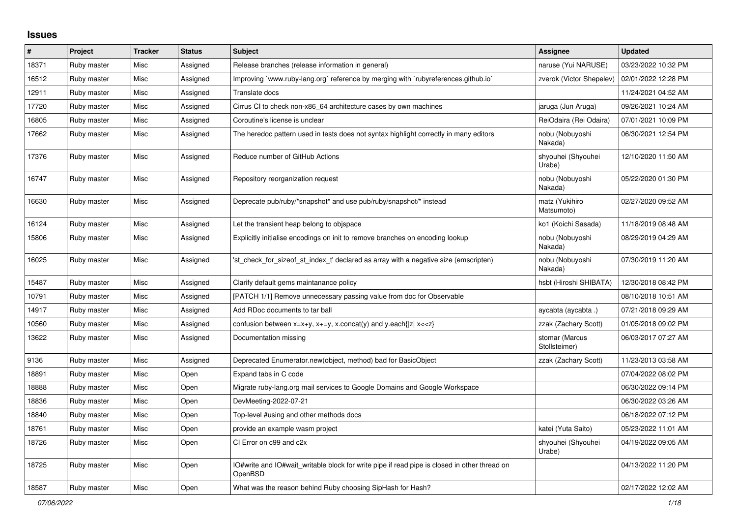# Issues

| # | Project | Tracker | Status | Subject | Assignee | Updated |
|---|---|---|---|---|---|---|
| 18371 | Ruby master | Misc | Assigned | Release branches (release information in general) | naruse (Yui NARUSE) | 03/23/2022 10:32 PM |
| 16512 | Ruby master | Misc | Assigned | Improving `www.ruby-lang.org` reference by merging with `rubyreferences.github.io` | zverok (Victor Shepelev) | 02/01/2022 12:28 PM |
| 12911 | Ruby master | Misc | Assigned | Translate docs | | 11/24/2021 04:52 AM |
| 17720 | Ruby master | Misc | Assigned | Cirrus CI to check non-x86_64 architecture cases by own machines | jaruga (Jun Aruga) | 09/26/2021 10:24 AM |
| 16805 | Ruby master | Misc | Assigned | Coroutine's license is unclear | ReiOdaira (Rei Odaira) | 07/01/2021 10:09 PM |
| 17662 | Ruby master | Misc | Assigned | The heredoc pattern used in tests does not syntax highlight correctly in many editors | nobu (Nobuyoshi Nakada) | 06/30/2021 12:54 PM |
| 17376 | Ruby master | Misc | Assigned | Reduce number of GitHub Actions | shyouhei (Shyouhei Urabe) | 12/10/2020 11:50 AM |
| 16747 | Ruby master | Misc | Assigned | Repository reorganization request | nobu (Nobuyoshi Nakada) | 05/22/2020 01:30 PM |
| 16630 | Ruby master | Misc | Assigned | Deprecate pub/ruby/*snapshot* and use pub/ruby/snapshot/* instead | matz (Yukihiro Matsumoto) | 02/27/2020 09:52 AM |
| 16124 | Ruby master | Misc | Assigned | Let the transient heap belong to objspace | ko1 (Koichi Sasada) | 11/18/2019 08:48 AM |
| 15806 | Ruby master | Misc | Assigned | Explicitly initialise encodings on init to remove branches on encoding lookup | nobu (Nobuyoshi Nakada) | 08/29/2019 04:29 AM |
| 16025 | Ruby master | Misc | Assigned | 'st_check_for_sizeof_st_index_t' declared as array with a negative size (emscripten) | nobu (Nobuyoshi Nakada) | 07/30/2019 11:20 AM |
| 15487 | Ruby master | Misc | Assigned | Clarify default gems maintanance policy | hsbt (Hiroshi SHIBATA) | 12/30/2018 08:42 PM |
| 10791 | Ruby master | Misc | Assigned | [PATCH 1/1] Remove unnecessary passing value from doc for Observable | | 08/10/2018 10:51 AM |
| 14917 | Ruby master | Misc | Assigned | Add RDoc documents to tar ball | aycabta (aycabta .) | 07/21/2018 09:29 AM |
| 10560 | Ruby master | Misc | Assigned | confusion between x=x+y, x+=y, x.concat(y) and y.each{\|z\| x<<z} | zzak (Zachary Scott) | 01/05/2018 09:02 PM |
| 13622 | Ruby master | Misc | Assigned | Documentation missing | stomar (Marcus Stollsteimer) | 06/03/2017 07:27 AM |
| 9136 | Ruby master | Misc | Assigned | Deprecated Enumerator.new(object, method) bad for BasicObject | zzak (Zachary Scott) | 11/23/2013 03:58 AM |
| 18891 | Ruby master | Misc | Open | Expand tabs in C code | | 07/04/2022 08:02 PM |
| 18888 | Ruby master | Misc | Open | Migrate ruby-lang.org mail services to Google Domains and Google Workspace | | 06/30/2022 09:14 PM |
| 18836 | Ruby master | Misc | Open | DevMeeting-2022-07-21 | | 06/30/2022 03:26 AM |
| 18840 | Ruby master | Misc | Open | Top-level #using and other methods docs | | 06/18/2022 07:12 PM |
| 18761 | Ruby master | Misc | Open | provide an example wasm project | katei (Yuta Saito) | 05/23/2022 11:01 AM |
| 18726 | Ruby master | Misc | Open | CI Error on c99 and c2x | shyouhei (Shyouhei Urabe) | 04/19/2022 09:05 AM |
| 18725 | Ruby master | Misc | Open | IO#write and IO#wait_writable block for write pipe if read pipe is closed in other thread on OpenBSD | | 04/13/2022 11:20 PM |
| 18587 | Ruby master | Misc | Open | What was the reason behind Ruby choosing SipHash for Hash? | | 02/17/2022 12:02 AM |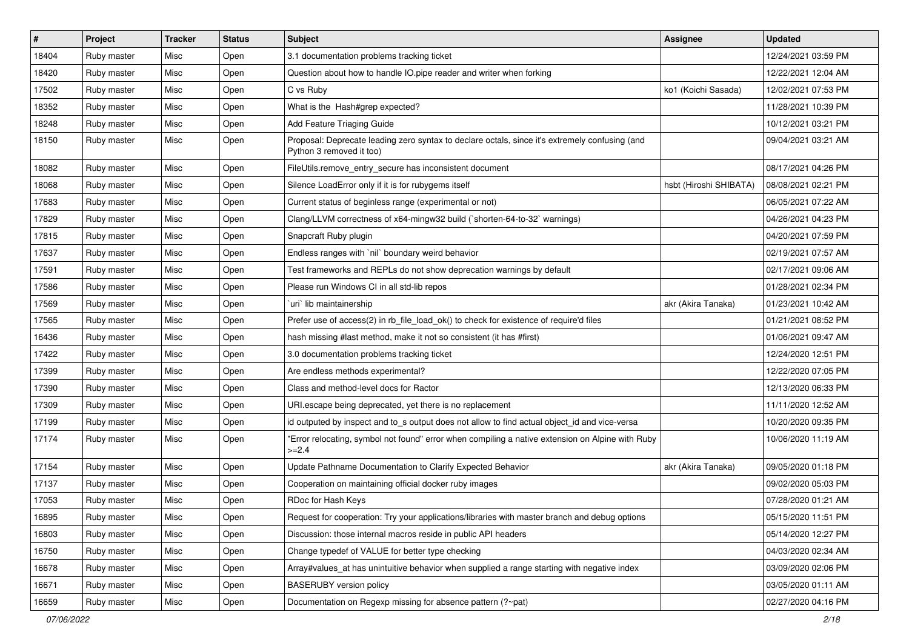| # | Project | Tracker | Status | Subject | Assignee | Updated |
|---|---|---|---|---|---|---|
| 18404 | Ruby master | Misc | Open | 3.1 documentation problems tracking ticket | | 12/24/2021 03:59 PM |
| 18420 | Ruby master | Misc | Open | Question about how to handle IO.pipe reader and writer when forking | | 12/22/2021 12:04 AM |
| 17502 | Ruby master | Misc | Open | C vs Ruby | ko1 (Koichi Sasada) | 12/02/2021 07:53 PM |
| 18352 | Ruby master | Misc | Open | What is the Hash#grep expected? | | 11/28/2021 10:39 PM |
| 18248 | Ruby master | Misc | Open | Add Feature Triaging Guide | | 10/12/2021 03:21 PM |
| 18150 | Ruby master | Misc | Open | Proposal: Deprecate leading zero syntax to declare octals, since it's extremely confusing (and Python 3 removed it too) | | 09/04/2021 03:21 AM |
| 18082 | Ruby master | Misc | Open | FileUtils.remove_entry_secure has inconsistent document | | 08/17/2021 04:26 PM |
| 18068 | Ruby master | Misc | Open | Silence LoadError only if it is for rubygems itself | hsbt (Hiroshi SHIBATA) | 08/08/2021 02:21 PM |
| 17683 | Ruby master | Misc | Open | Current status of beginless range (experimental or not) | | 06/05/2021 07:22 AM |
| 17829 | Ruby master | Misc | Open | Clang/LLVM correctness of x64-mingw32 build (`shorten-64-to-32` warnings) | | 04/26/2021 04:23 PM |
| 17815 | Ruby master | Misc | Open | Snapcraft Ruby plugin | | 04/20/2021 07:59 PM |
| 17637 | Ruby master | Misc | Open | Endless ranges with `nil` boundary weird behavior | | 02/19/2021 07:57 AM |
| 17591 | Ruby master | Misc | Open | Test frameworks and REPLs do not show deprecation warnings by default | | 02/17/2021 09:06 AM |
| 17586 | Ruby master | Misc | Open | Please run Windows CI in all std-lib repos | | 01/28/2021 02:34 PM |
| 17569 | Ruby master | Misc | Open | `uri` lib maintainership | akr (Akira Tanaka) | 01/23/2021 10:42 AM |
| 17565 | Ruby master | Misc | Open | Prefer use of access(2) in rb_file_load_ok() to check for existence of require'd files | | 01/21/2021 08:52 PM |
| 16436 | Ruby master | Misc | Open | hash missing #last method, make it not so consistent (it has #first) | | 01/06/2021 09:47 AM |
| 17422 | Ruby master | Misc | Open | 3.0 documentation problems tracking ticket | | 12/24/2020 12:51 PM |
| 17399 | Ruby master | Misc | Open | Are endless methods experimental? | | 12/22/2020 07:05 PM |
| 17390 | Ruby master | Misc | Open | Class and method-level docs for Ractor | | 12/13/2020 06:33 PM |
| 17309 | Ruby master | Misc | Open | URI.escape being deprecated, yet there is no replacement | | 11/11/2020 12:52 AM |
| 17199 | Ruby master | Misc | Open | id outputed by inspect and to_s output does not allow to find actual object_id and vice-versa | | 10/20/2020 09:35 PM |
| 17174 | Ruby master | Misc | Open | "Error relocating, symbol not found" error when compiling a native extension on Alpine with Ruby >=2.4 | | 10/06/2020 11:19 AM |
| 17154 | Ruby master | Misc | Open | Update Pathname Documentation to Clarify Expected Behavior | akr (Akira Tanaka) | 09/05/2020 01:18 PM |
| 17137 | Ruby master | Misc | Open | Cooperation on maintaining official docker ruby images | | 09/02/2020 05:03 PM |
| 17053 | Ruby master | Misc | Open | RDoc for Hash Keys | | 07/28/2020 01:21 AM |
| 16895 | Ruby master | Misc | Open | Request for cooperation: Try your applications/libraries with master branch and debug options | | 05/15/2020 11:51 PM |
| 16803 | Ruby master | Misc | Open | Discussion: those internal macros reside in public API headers | | 05/14/2020 12:27 PM |
| 16750 | Ruby master | Misc | Open | Change typedef of VALUE for better type checking | | 04/03/2020 02:34 AM |
| 16678 | Ruby master | Misc | Open | Array#values_at has unintuitive behavior when supplied a range starting with negative index | | 03/09/2020 02:06 PM |
| 16671 | Ruby master | Misc | Open | BASERUBY version policy | | 03/05/2020 01:11 AM |
| 16659 | Ruby master | Misc | Open | Documentation on Regexp missing for absence pattern (?~pat) | | 02/27/2020 04:16 PM |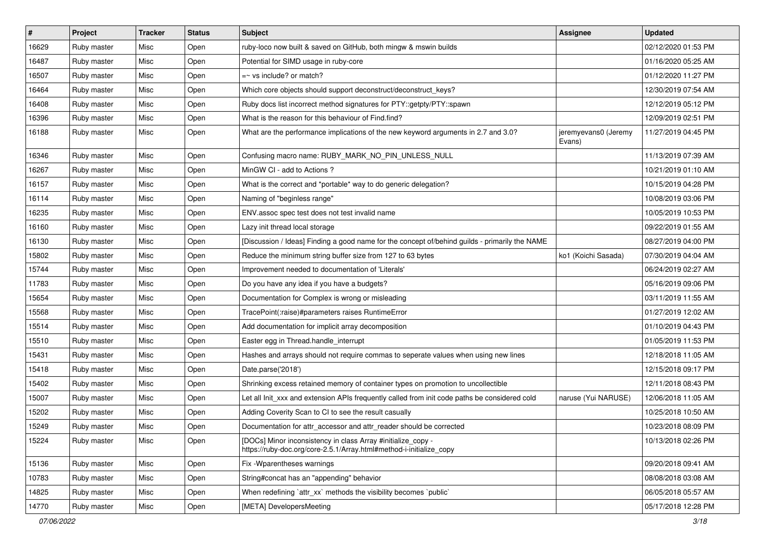| # | Project | Tracker | Status | Subject | Assignee | Updated |
|---|---|---|---|---|---|---|
| 16629 | Ruby master | Misc | Open | ruby-loco now built & saved on GitHub, both mingw & mswin builds | | 02/12/2020 01:53 PM |
| 16487 | Ruby master | Misc | Open | Potential for SIMD usage in ruby-core | | 01/16/2020 05:25 AM |
| 16507 | Ruby master | Misc | Open | =~ vs include? or match? | | 01/12/2020 11:27 PM |
| 16464 | Ruby master | Misc | Open | Which core objects should support deconstruct/deconstruct_keys? | | 12/30/2019 07:54 AM |
| 16408 | Ruby master | Misc | Open | Ruby docs list incorrect method signatures for PTY::getpty/PTY::spawn | | 12/12/2019 05:12 PM |
| 16396 | Ruby master | Misc | Open | What is the reason for this behaviour of Find.find? | | 12/09/2019 02:51 PM |
| 16188 | Ruby master | Misc | Open | What are the performance implications of the new keyword arguments in 2.7 and 3.0? | jeremyevans0 (Jeremy Evans) | 11/27/2019 04:45 PM |
| 16346 | Ruby master | Misc | Open | Confusing macro name: RUBY_MARK_NO_PIN_UNLESS_NULL | | 11/13/2019 07:39 AM |
| 16267 | Ruby master | Misc | Open | MinGW CI - add to Actions ? | | 10/21/2019 01:10 AM |
| 16157 | Ruby master | Misc | Open | What is the correct and *portable* way to do generic delegation? | | 10/15/2019 04:28 PM |
| 16114 | Ruby master | Misc | Open | Naming of "beginless range" | | 10/08/2019 03:06 PM |
| 16235 | Ruby master | Misc | Open | ENV.assoc spec test does not test invalid name | | 10/05/2019 10:53 PM |
| 16160 | Ruby master | Misc | Open | Lazy init thread local storage | | 09/22/2019 01:55 AM |
| 16130 | Ruby master | Misc | Open | [Discussion / Ideas] Finding a good name for the concept of/behind guilds - primarily the NAME | | 08/27/2019 04:00 PM |
| 15802 | Ruby master | Misc | Open | Reduce the minimum string buffer size from 127 to 63 bytes | ko1 (Koichi Sasada) | 07/30/2019 04:04 AM |
| 15744 | Ruby master | Misc | Open | Improvement needed to documentation of 'Literals' | | 06/24/2019 02:27 AM |
| 11783 | Ruby master | Misc | Open | Do you have any idea if you have a budgets? | | 05/16/2019 09:06 PM |
| 15654 | Ruby master | Misc | Open | Documentation for Complex is wrong or misleading | | 03/11/2019 11:55 AM |
| 15568 | Ruby master | Misc | Open | TracePoint(:raise)#parameters raises RuntimeError | | 01/27/2019 12:02 AM |
| 15514 | Ruby master | Misc | Open | Add documentation for implicit array decomposition | | 01/10/2019 04:43 PM |
| 15510 | Ruby master | Misc | Open | Easter egg in Thread.handle_interrupt | | 01/05/2019 11:53 PM |
| 15431 | Ruby master | Misc | Open | Hashes and arrays should not require commas to seperate values when using new lines | | 12/18/2018 11:05 AM |
| 15418 | Ruby master | Misc | Open | Date.parse('2018') | | 12/15/2018 09:17 PM |
| 15402 | Ruby master | Misc | Open | Shrinking excess retained memory of container types on promotion to uncollectible | | 12/11/2018 08:43 PM |
| 15007 | Ruby master | Misc | Open | Let all Init_xxx and extension APIs frequently called from init code paths be considered cold | naruse (Yui NARUSE) | 12/06/2018 11:05 AM |
| 15202 | Ruby master | Misc | Open | Adding Coverity Scan to CI to see the result casually | | 10/25/2018 10:50 AM |
| 15249 | Ruby master | Misc | Open | Documentation for attr_accessor and attr_reader should be corrected | | 10/23/2018 08:09 PM |
| 15224 | Ruby master | Misc | Open | [DOCs] Minor inconsistency in class Array #initialize_copy - https://ruby-doc.org/core-2.5.1/Array.html#method-i-initialize_copy | | 10/13/2018 02:26 PM |
| 15136 | Ruby master | Misc | Open | Fix -Wparentheses warnings | | 09/20/2018 09:41 AM |
| 10783 | Ruby master | Misc | Open | String#concat has an "appending" behavior | | 08/08/2018 03:08 AM |
| 14825 | Ruby master | Misc | Open | When redefining `attr_xx` methods the visibility becomes `public` | | 06/05/2018 05:57 AM |
| 14770 | Ruby master | Misc | Open | [META] DevelopersMeeting | | 05/17/2018 12:28 PM |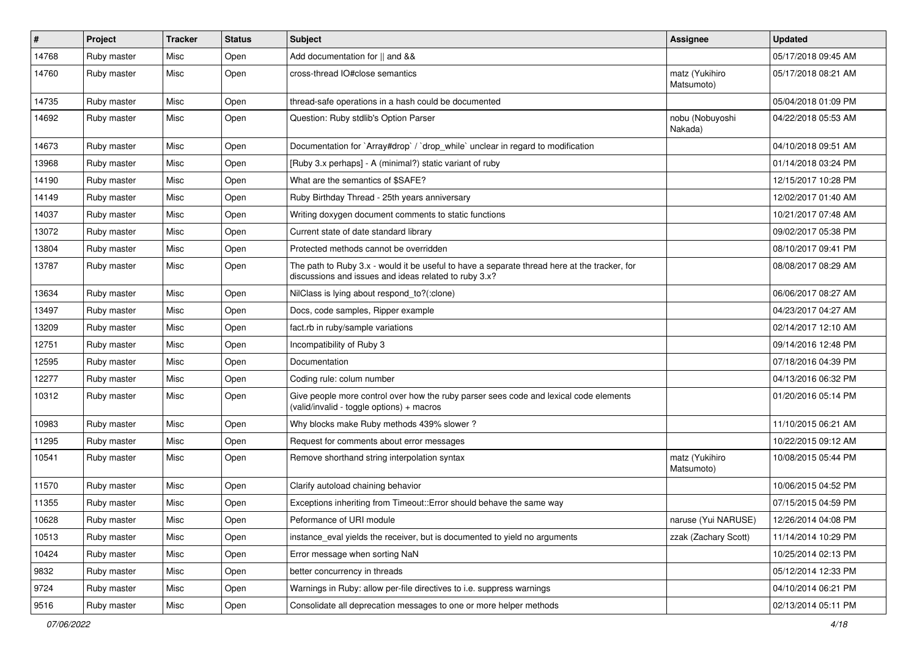| # | Project | Tracker | Status | Subject | Assignee | Updated |
|---|---|---|---|---|---|---|
| 14768 | Ruby master | Misc | Open | Add documentation for \|\| and && | | 05/17/2018 09:45 AM |
| 14760 | Ruby master | Misc | Open | cross-thread IO#close semantics | matz (Yukihiro Matsumoto) | 05/17/2018 08:21 AM |
| 14735 | Ruby master | Misc | Open | thread-safe operations in a hash could be documented | | 05/04/2018 01:09 PM |
| 14692 | Ruby master | Misc | Open | Question: Ruby stdlib's Option Parser | nobu (Nobuyoshi Nakada) | 04/22/2018 05:53 AM |
| 14673 | Ruby master | Misc | Open | Documentation for `Array#drop` / `drop_while` unclear in regard to modification | | 04/10/2018 09:51 AM |
| 13968 | Ruby master | Misc | Open | [Ruby 3.x perhaps] - A (minimal?) static variant of ruby | | 01/14/2018 03:24 PM |
| 14190 | Ruby master | Misc | Open | What are the semantics of $SAFE? | | 12/15/2017 10:28 PM |
| 14149 | Ruby master | Misc | Open | Ruby Birthday Thread - 25th years anniversary | | 12/02/2017 01:40 AM |
| 14037 | Ruby master | Misc | Open | Writing doxygen document comments to static functions | | 10/21/2017 07:48 AM |
| 13072 | Ruby master | Misc | Open | Current state of date standard library | | 09/02/2017 05:38 PM |
| 13804 | Ruby master | Misc | Open | Protected methods cannot be overridden | | 08/10/2017 09:41 PM |
| 13787 | Ruby master | Misc | Open | The path to Ruby 3.x - would it be useful to have a separate thread here at the tracker, for discussions and issues and ideas related to ruby 3.x? | | 08/08/2017 08:29 AM |
| 13634 | Ruby master | Misc | Open | NilClass is lying about respond_to?(:clone) | | 06/06/2017 08:27 AM |
| 13497 | Ruby master | Misc | Open | Docs, code samples, Ripper example | | 04/23/2017 04:27 AM |
| 13209 | Ruby master | Misc | Open | fact.rb in ruby/sample variations | | 02/14/2017 12:10 AM |
| 12751 | Ruby master | Misc | Open | Incompatibility of Ruby 3 | | 09/14/2016 12:48 PM |
| 12595 | Ruby master | Misc | Open | Documentation | | 07/18/2016 04:39 PM |
| 12277 | Ruby master | Misc | Open | Coding rule: colum number | | 04/13/2016 06:32 PM |
| 10312 | Ruby master | Misc | Open | Give people more control over how the ruby parser sees code and lexical code elements (valid/invalid - toggle options) + macros | | 01/20/2016 05:14 PM |
| 10983 | Ruby master | Misc | Open | Why blocks make Ruby methods 439% slower ? | | 11/10/2015 06:21 AM |
| 11295 | Ruby master | Misc | Open | Request for comments about error messages | | 10/22/2015 09:12 AM |
| 10541 | Ruby master | Misc | Open | Remove shorthand string interpolation syntax | matz (Yukihiro Matsumoto) | 10/08/2015 05:44 PM |
| 11570 | Ruby master | Misc | Open | Clarify autoload chaining behavior | | 10/06/2015 04:52 PM |
| 11355 | Ruby master | Misc | Open | Exceptions inheriting from Timeout::Error should behave the same way | | 07/15/2015 04:59 PM |
| 10628 | Ruby master | Misc | Open | Peformance of URI module | naruse (Yui NARUSE) | 12/26/2014 04:08 PM |
| 10513 | Ruby master | Misc | Open | instance_eval yields the receiver, but is documented to yield no arguments | zzak (Zachary Scott) | 11/14/2014 10:29 PM |
| 10424 | Ruby master | Misc | Open | Error message when sorting NaN | | 10/25/2014 02:13 PM |
| 9832 | Ruby master | Misc | Open | better concurrency in threads | | 05/12/2014 12:33 PM |
| 9724 | Ruby master | Misc | Open | Warnings in Ruby: allow per-file directives to i.e. suppress warnings | | 04/10/2014 06:21 PM |
| 9516 | Ruby master | Misc | Open | Consolidate all deprecation messages to one or more helper methods | | 02/13/2014 05:11 PM |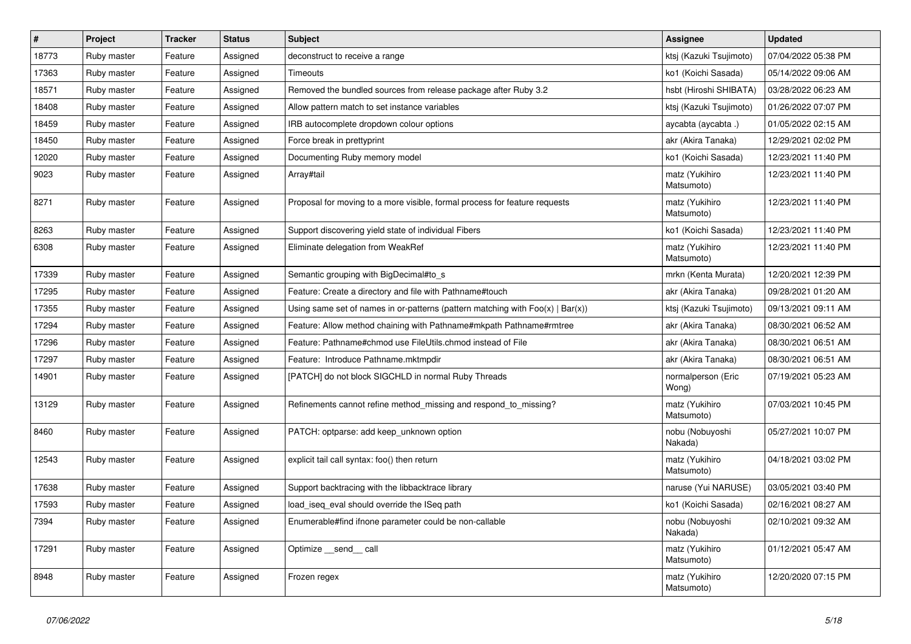| # | Project | Tracker | Status | Subject | Assignee | Updated |
|---|---|---|---|---|---|---|
| 18773 | Ruby master | Feature | Assigned | deconstruct to receive a range | ktsj (Kazuki Tsujimoto) | 07/04/2022 05:38 PM |
| 17363 | Ruby master | Feature | Assigned | Timeouts | ko1 (Koichi Sasada) | 05/14/2022 09:06 AM |
| 18571 | Ruby master | Feature | Assigned | Removed the bundled sources from release package after Ruby 3.2 | hsbt (Hiroshi SHIBATA) | 03/28/2022 06:23 AM |
| 18408 | Ruby master | Feature | Assigned | Allow pattern match to set instance variables | ktsj (Kazuki Tsujimoto) | 01/26/2022 07:07 PM |
| 18459 | Ruby master | Feature | Assigned | IRB autocomplete dropdown colour options | aycabta (aycabta .) | 01/05/2022 02:15 AM |
| 18450 | Ruby master | Feature | Assigned | Force break in prettyprint | akr (Akira Tanaka) | 12/29/2021 02:02 PM |
| 12020 | Ruby master | Feature | Assigned | Documenting Ruby memory model | ko1 (Koichi Sasada) | 12/23/2021 11:40 PM |
| 9023 | Ruby master | Feature | Assigned | Array#tail | matz (Yukihiro Matsumoto) | 12/23/2021 11:40 PM |
| 8271 | Ruby master | Feature | Assigned | Proposal for moving to a more visible, formal process for feature requests | matz (Yukihiro Matsumoto) | 12/23/2021 11:40 PM |
| 8263 | Ruby master | Feature | Assigned | Support discovering yield state of individual Fibers | ko1 (Koichi Sasada) | 12/23/2021 11:40 PM |
| 6308 | Ruby master | Feature | Assigned | Eliminate delegation from WeakRef | matz (Yukihiro Matsumoto) | 12/23/2021 11:40 PM |
| 17339 | Ruby master | Feature | Assigned | Semantic grouping with BigDecimal#to_s | mrkn (Kenta Murata) | 12/20/2021 12:39 PM |
| 17295 | Ruby master | Feature | Assigned | Feature: Create a directory and file with Pathname#touch | akr (Akira Tanaka) | 09/28/2021 01:20 AM |
| 17355 | Ruby master | Feature | Assigned | Using same set of names in or-patterns (pattern matching with Foo(x) \| Bar(x)) | ktsj (Kazuki Tsujimoto) | 09/13/2021 09:11 AM |
| 17294 | Ruby master | Feature | Assigned | Feature: Allow method chaining with Pathname#mkpath Pathname#rmtree | akr (Akira Tanaka) | 08/30/2021 06:52 AM |
| 17296 | Ruby master | Feature | Assigned | Feature: Pathname#chmod use FileUtils.chmod instead of File | akr (Akira Tanaka) | 08/30/2021 06:51 AM |
| 17297 | Ruby master | Feature | Assigned | Feature: Introduce Pathname.mktmpdir | akr (Akira Tanaka) | 08/30/2021 06:51 AM |
| 14901 | Ruby master | Feature | Assigned | [PATCH] do not block SIGCHLD in normal Ruby Threads | normalperson (Eric Wong) | 07/19/2021 05:23 AM |
| 13129 | Ruby master | Feature | Assigned | Refinements cannot refine method_missing and respond_to_missing? | matz (Yukihiro Matsumoto) | 07/03/2021 10:45 PM |
| 8460 | Ruby master | Feature | Assigned | PATCH: optparse: add keep_unknown option | nobu (Nobuyoshi Nakada) | 05/27/2021 10:07 PM |
| 12543 | Ruby master | Feature | Assigned | explicit tail call syntax: foo() then return | matz (Yukihiro Matsumoto) | 04/18/2021 03:02 PM |
| 17638 | Ruby master | Feature | Assigned | Support backtracing with the libbacktrace library | naruse (Yui NARUSE) | 03/05/2021 03:40 PM |
| 17593 | Ruby master | Feature | Assigned | load_iseq_eval should override the ISeq path | ko1 (Koichi Sasada) | 02/16/2021 08:27 AM |
| 7394 | Ruby master | Feature | Assigned | Enumerable#find ifnone parameter could be non-callable | nobu (Nobuyoshi Nakada) | 02/10/2021 09:32 AM |
| 17291 | Ruby master | Feature | Assigned | Optimize __send__ call | matz (Yukihiro Matsumoto) | 01/12/2021 05:47 AM |
| 8948 | Ruby master | Feature | Assigned | Frozen regex | matz (Yukihiro Matsumoto) | 12/20/2020 07:15 PM |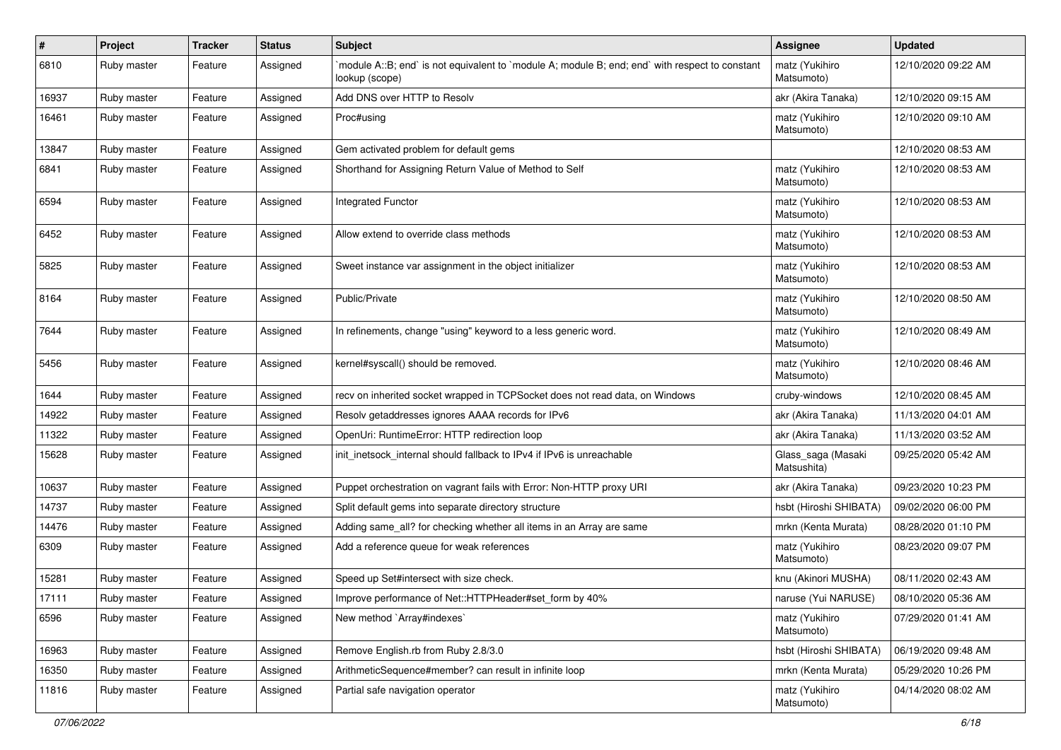| # | Project | Tracker | Status | Subject | Assignee | Updated |
|---|---|---|---|---|---|---|
| 6810 | Ruby master | Feature | Assigned | `module A::B; end` is not equivalent to `module A; module B; end; end` with respect to constant lookup (scope) | matz (Yukihiro Matsumoto) | 12/10/2020 09:22 AM |
| 16937 | Ruby master | Feature | Assigned | Add DNS over HTTP to Resolv | akr (Akira Tanaka) | 12/10/2020 09:15 AM |
| 16461 | Ruby master | Feature | Assigned | Proc#using | matz (Yukihiro Matsumoto) | 12/10/2020 09:10 AM |
| 13847 | Ruby master | Feature | Assigned | Gem activated problem for default gems | | 12/10/2020 08:53 AM |
| 6841 | Ruby master | Feature | Assigned | Shorthand for Assigning Return Value of Method to Self | matz (Yukihiro Matsumoto) | 12/10/2020 08:53 AM |
| 6594 | Ruby master | Feature | Assigned | Integrated Functor | matz (Yukihiro Matsumoto) | 12/10/2020 08:53 AM |
| 6452 | Ruby master | Feature | Assigned | Allow extend to override class methods | matz (Yukihiro Matsumoto) | 12/10/2020 08:53 AM |
| 5825 | Ruby master | Feature | Assigned | Sweet instance var assignment in the object initializer | matz (Yukihiro Matsumoto) | 12/10/2020 08:53 AM |
| 8164 | Ruby master | Feature | Assigned | Public/Private | matz (Yukihiro Matsumoto) | 12/10/2020 08:50 AM |
| 7644 | Ruby master | Feature | Assigned | In refinements, change "using" keyword to a less generic word. | matz (Yukihiro Matsumoto) | 12/10/2020 08:49 AM |
| 5456 | Ruby master | Feature | Assigned | kernel#syscall() should be removed. | matz (Yukihiro Matsumoto) | 12/10/2020 08:46 AM |
| 1644 | Ruby master | Feature | Assigned | recv on inherited socket wrapped in TCPSocket does not read data, on Windows | cruby-windows | 12/10/2020 08:45 AM |
| 14922 | Ruby master | Feature | Assigned | Resolv getaddresses ignores AAAA records for IPv6 | akr (Akira Tanaka) | 11/13/2020 04:01 AM |
| 11322 | Ruby master | Feature | Assigned | OpenUri: RuntimeError: HTTP redirection loop | akr (Akira Tanaka) | 11/13/2020 03:52 AM |
| 15628 | Ruby master | Feature | Assigned | init_inetsock_internal should fallback to IPv4 if IPv6 is unreachable | Glass_saga (Masaki Matsushita) | 09/25/2020 05:42 AM |
| 10637 | Ruby master | Feature | Assigned | Puppet orchestration on vagrant fails with Error: Non-HTTP proxy URI | akr (Akira Tanaka) | 09/23/2020 10:23 PM |
| 14737 | Ruby master | Feature | Assigned | Split default gems into separate directory structure | hsbt (Hiroshi SHIBATA) | 09/02/2020 06:00 PM |
| 14476 | Ruby master | Feature | Assigned | Adding same_all? for checking whether all items in an Array are same | mrkn (Kenta Murata) | 08/28/2020 01:10 PM |
| 6309 | Ruby master | Feature | Assigned | Add a reference queue for weak references | matz (Yukihiro Matsumoto) | 08/23/2020 09:07 PM |
| 15281 | Ruby master | Feature | Assigned | Speed up Set#intersect with size check. | knu (Akinori MUSHA) | 08/11/2020 02:43 AM |
| 17111 | Ruby master | Feature | Assigned | Improve performance of Net::HTTPHeader#set_form by 40% | naruse (Yui NARUSE) | 08/10/2020 05:36 AM |
| 6596 | Ruby master | Feature | Assigned | New method `Array#indexes` | matz (Yukihiro Matsumoto) | 07/29/2020 01:41 AM |
| 16963 | Ruby master | Feature | Assigned | Remove English.rb from Ruby 2.8/3.0 | hsbt (Hiroshi SHIBATA) | 06/19/2020 09:48 AM |
| 16350 | Ruby master | Feature | Assigned | ArithmeticSequence#member? can result in infinite loop | mrkn (Kenta Murata) | 05/29/2020 10:26 PM |
| 11816 | Ruby master | Feature | Assigned | Partial safe navigation operator | matz (Yukihiro Matsumoto) | 04/14/2020 08:02 AM |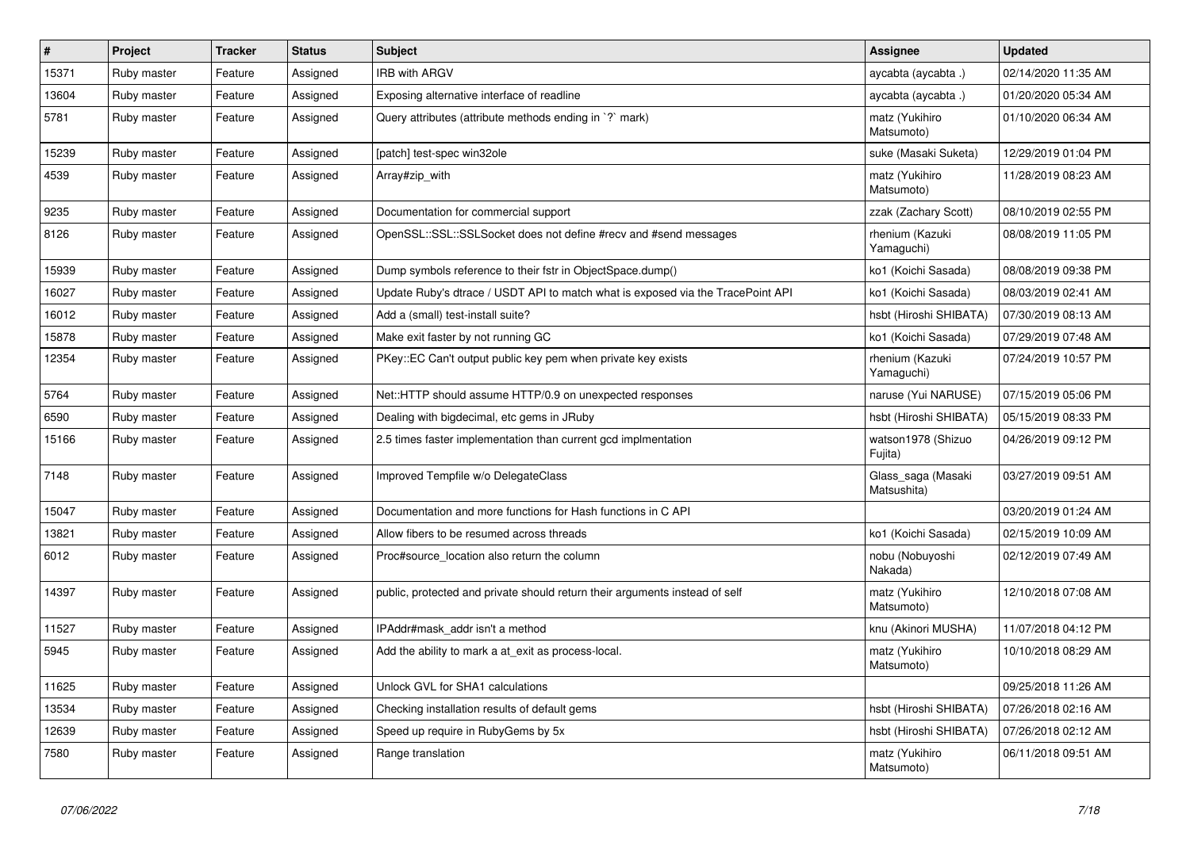| # | Project | Tracker | Status | Subject | Assignee | Updated |
|---|---|---|---|---|---|---|
| 15371 | Ruby master | Feature | Assigned | IRB with ARGV | aycabta (aycabta .) | 02/14/2020 11:35 AM |
| 13604 | Ruby master | Feature | Assigned | Exposing alternative interface of readline | aycabta (aycabta .) | 01/20/2020 05:34 AM |
| 5781 | Ruby master | Feature | Assigned | Query attributes (attribute methods ending in `?` mark) | matz (Yukihiro Matsumoto) | 01/10/2020 06:34 AM |
| 15239 | Ruby master | Feature | Assigned | [patch] test-spec win32ole | suke (Masaki Suketa) | 12/29/2019 01:04 PM |
| 4539 | Ruby master | Feature | Assigned | Array#zip_with | matz (Yukihiro Matsumoto) | 11/28/2019 08:23 AM |
| 9235 | Ruby master | Feature | Assigned | Documentation for commercial support | zzak (Zachary Scott) | 08/10/2019 02:55 PM |
| 8126 | Ruby master | Feature | Assigned | OpenSSL::SSL::SSLSocket does not define #recv and #send messages | rhenium (Kazuki Yamaguchi) | 08/08/2019 11:05 PM |
| 15939 | Ruby master | Feature | Assigned | Dump symbols reference to their fstr in ObjectSpace.dump() | ko1 (Koichi Sasada) | 08/08/2019 09:38 PM |
| 16027 | Ruby master | Feature | Assigned | Update Ruby's dtrace / USDT API to match what is exposed via the TracePoint API | ko1 (Koichi Sasada) | 08/03/2019 02:41 AM |
| 16012 | Ruby master | Feature | Assigned | Add a (small) test-install suite? | hsbt (Hiroshi SHIBATA) | 07/30/2019 08:13 AM |
| 15878 | Ruby master | Feature | Assigned | Make exit faster by not running GC | ko1 (Koichi Sasada) | 07/29/2019 07:48 AM |
| 12354 | Ruby master | Feature | Assigned | PKey::EC Can't output public key pem when private key exists | rhenium (Kazuki Yamaguchi) | 07/24/2019 10:57 PM |
| 5764 | Ruby master | Feature | Assigned | Net::HTTP should assume HTTP/0.9 on unexpected responses | naruse (Yui NARUSE) | 07/15/2019 05:06 PM |
| 6590 | Ruby master | Feature | Assigned | Dealing with bigdecimal, etc gems in JRuby | hsbt (Hiroshi SHIBATA) | 05/15/2019 08:33 PM |
| 15166 | Ruby master | Feature | Assigned | 2.5 times faster implementation than current gcd implmentation | watson1978 (Shizuo Fujita) | 04/26/2019 09:12 PM |
| 7148 | Ruby master | Feature | Assigned | Improved Tempfile w/o DelegateClass | Glass_saga (Masaki Matsushita) | 03/27/2019 09:51 AM |
| 15047 | Ruby master | Feature | Assigned | Documentation and more functions for Hash functions in C API | | 03/20/2019 01:24 AM |
| 13821 | Ruby master | Feature | Assigned | Allow fibers to be resumed across threads | ko1 (Koichi Sasada) | 02/15/2019 10:09 AM |
| 6012 | Ruby master | Feature | Assigned | Proc#source_location also return the column | nobu (Nobuyoshi Nakada) | 02/12/2019 07:49 AM |
| 14397 | Ruby master | Feature | Assigned | public, protected and private should return their arguments instead of self | matz (Yukihiro Matsumoto) | 12/10/2018 07:08 AM |
| 11527 | Ruby master | Feature | Assigned | IPAddr#mask_addr isn't a method | knu (Akinori MUSHA) | 11/07/2018 04:12 PM |
| 5945 | Ruby master | Feature | Assigned | Add the ability to mark a at_exit as process-local. | matz (Yukihiro Matsumoto) | 10/10/2018 08:29 AM |
| 11625 | Ruby master | Feature | Assigned | Unlock GVL for SHA1 calculations | | 09/25/2018 11:26 AM |
| 13534 | Ruby master | Feature | Assigned | Checking installation results of default gems | hsbt (Hiroshi SHIBATA) | 07/26/2018 02:16 AM |
| 12639 | Ruby master | Feature | Assigned | Speed up require in RubyGems by 5x | hsbt (Hiroshi SHIBATA) | 07/26/2018 02:12 AM |
| 7580 | Ruby master | Feature | Assigned | Range translation | matz (Yukihiro Matsumoto) | 06/11/2018 09:51 AM |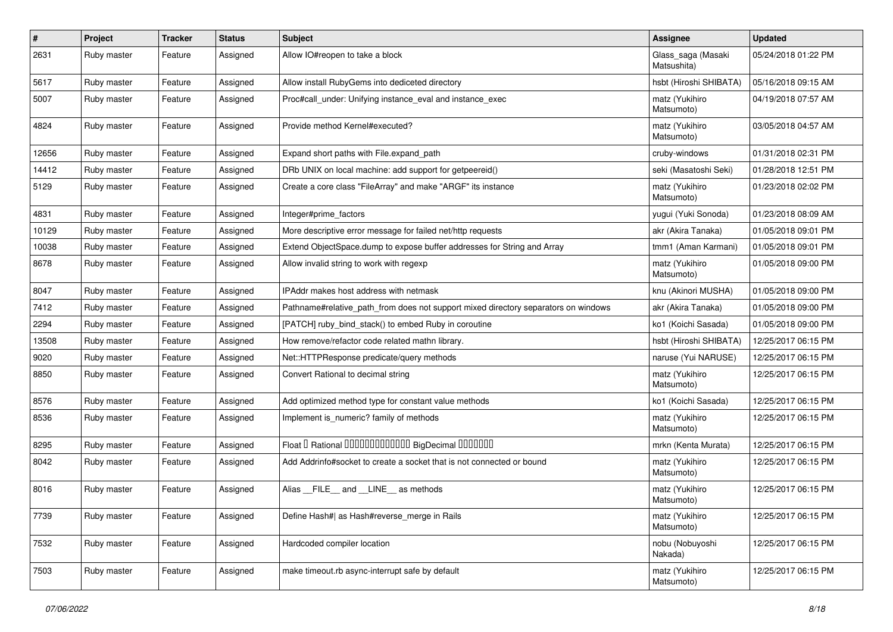| # | Project | Tracker | Status | Subject | Assignee | Updated |
|---|---|---|---|---|---|---|
| 2631 | Ruby master | Feature | Assigned | Allow IO#reopen to take a block | Glass_saga (Masaki Matsushita) | 05/24/2018 01:22 PM |
| 5617 | Ruby master | Feature | Assigned | Allow install RubyGems into dediceted directory | hsbt (Hiroshi SHIBATA) | 05/16/2018 09:15 AM |
| 5007 | Ruby master | Feature | Assigned | Proc#call_under: Unifying instance_eval and instance_exec | matz (Yukihiro Matsumoto) | 04/19/2018 07:57 AM |
| 4824 | Ruby master | Feature | Assigned | Provide method Kernel#executed? | matz (Yukihiro Matsumoto) | 03/05/2018 04:57 AM |
| 12656 | Ruby master | Feature | Assigned | Expand short paths with File.expand_path | cruby-windows | 01/31/2018 02:31 PM |
| 14412 | Ruby master | Feature | Assigned | DRb UNIX on local machine: add support for getpeereid() | seki (Masatoshi Seki) | 01/28/2018 12:51 PM |
| 5129 | Ruby master | Feature | Assigned | Create a core class "FileArray" and make "ARGF" its instance | matz (Yukihiro Matsumoto) | 01/23/2018 02:02 PM |
| 4831 | Ruby master | Feature | Assigned | Integer#prime_factors | yugui (Yuki Sonoda) | 01/23/2018 08:09 AM |
| 10129 | Ruby master | Feature | Assigned | More descriptive error message for failed net/http requests | akr (Akira Tanaka) | 01/05/2018 09:01 PM |
| 10038 | Ruby master | Feature | Assigned | Extend ObjectSpace.dump to expose buffer addresses for String and Array | tmm1 (Aman Karmani) | 01/05/2018 09:01 PM |
| 8678 | Ruby master | Feature | Assigned | Allow invalid string to work with regexp | matz (Yukihiro Matsumoto) | 01/05/2018 09:00 PM |
| 8047 | Ruby master | Feature | Assigned | IPAddr makes host address with netmask | knu (Akinori MUSHA) | 01/05/2018 09:00 PM |
| 7412 | Ruby master | Feature | Assigned | Pathname#relative_path_from does not support mixed directory separators on windows | akr (Akira Tanaka) | 01/05/2018 09:00 PM |
| 2294 | Ruby master | Feature | Assigned | [PATCH] ruby_bind_stack() to embed Ruby in coroutine | ko1 (Koichi Sasada) | 01/05/2018 09:00 PM |
| 13508 | Ruby master | Feature | Assigned | How remove/refactor code related mathn library. | hsbt (Hiroshi SHIBATA) | 12/25/2017 06:15 PM |
| 9020 | Ruby master | Feature | Assigned | Net::HTTPResponse predicate/query methods | naruse (Yui NARUSE) | 12/25/2017 06:15 PM |
| 8850 | Ruby master | Feature | Assigned | Convert Rational to decimal string | matz (Yukihiro Matsumoto) | 12/25/2017 06:15 PM |
| 8576 | Ruby master | Feature | Assigned | Add optimized method type for constant value methods | ko1 (Koichi Sasada) | 12/25/2017 06:15 PM |
| 8536 | Ruby master | Feature | Assigned | Implement is_numeric? family of methods | matz (Yukihiro Matsumoto) | 12/25/2017 06:15 PM |
| 8295 | Ruby master | Feature | Assigned | Float Rational BigDecimal | mrkn (Kenta Murata) | 12/25/2017 06:15 PM |
| 8042 | Ruby master | Feature | Assigned | Add Addrinfo#socket to create a socket that is not connected or bound | matz (Yukihiro Matsumoto) | 12/25/2017 06:15 PM |
| 8016 | Ruby master | Feature | Assigned | Alias __FILE__ and __LINE__ as methods | matz (Yukihiro Matsumoto) | 12/25/2017 06:15 PM |
| 7739 | Ruby master | Feature | Assigned | Define Hash#\| as Hash#reverse_merge in Rails | matz (Yukihiro Matsumoto) | 12/25/2017 06:15 PM |
| 7532 | Ruby master | Feature | Assigned | Hardcoded compiler location | nobu (Nobuyoshi Nakada) | 12/25/2017 06:15 PM |
| 7503 | Ruby master | Feature | Assigned | make timeout.rb async-interrupt safe by default | matz (Yukihiro Matsumoto) | 12/25/2017 06:15 PM |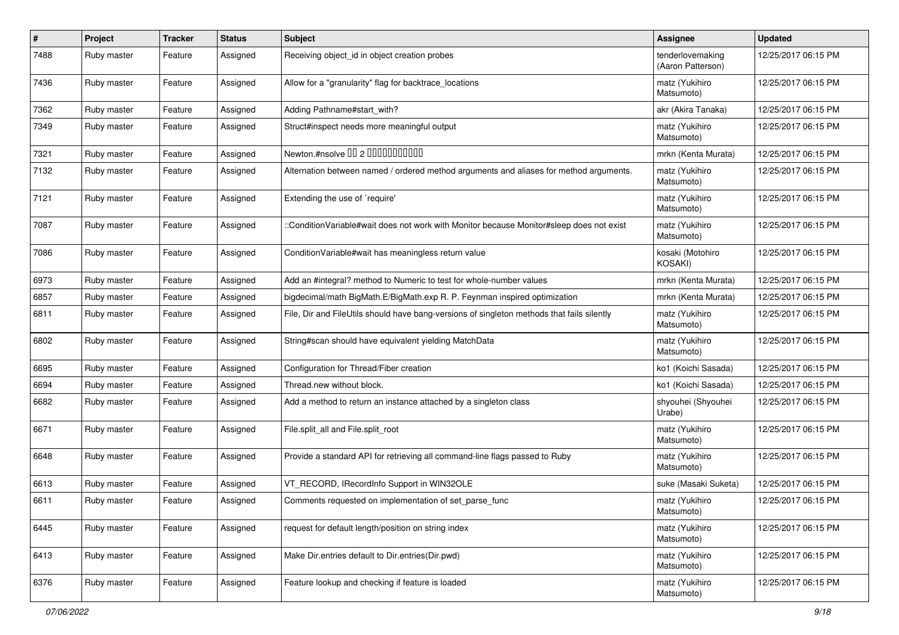| # | Project | Tracker | Status | Subject | Assignee | Updated |
|---|---|---|---|---|---|---|
| 7488 | Ruby master | Feature | Assigned | Receiving object_id in object creation probes | tenderlovemaking (Aaron Patterson) | 12/25/2017 06:15 PM |
| 7436 | Ruby master | Feature | Assigned | Allow for a "granularity" flag for backtrace_locations | matz (Yukihiro Matsumoto) | 12/25/2017 06:15 PM |
| 7362 | Ruby master | Feature | Assigned | Adding Pathname#start_with? | akr (Akira Tanaka) | 12/25/2017 06:15 PM |
| 7349 | Ruby master | Feature | Assigned | Struct#inspect needs more meaningful output | matz (Yukihiro Matsumoto) | 12/25/2017 06:15 PM |
| 7321 | Ruby master | Feature | Assigned | Newton.#nsolve ▯▯ 2 ▯▯▯▯▯▯▯▯▯▯▯ | mrkn (Kenta Murata) | 12/25/2017 06:15 PM |
| 7132 | Ruby master | Feature | Assigned | Alternation between named / ordered method arguments and aliases for method arguments. | matz (Yukihiro Matsumoto) | 12/25/2017 06:15 PM |
| 7121 | Ruby master | Feature | Assigned | Extending the use of `require' | matz (Yukihiro Matsumoto) | 12/25/2017 06:15 PM |
| 7087 | Ruby master | Feature | Assigned | ::ConditionVariable#wait does not work with Monitor because Monitor#sleep does not exist | matz (Yukihiro Matsumoto) | 12/25/2017 06:15 PM |
| 7086 | Ruby master | Feature | Assigned | ConditionVariable#wait has meaningless return value | kosaki (Motohiro KOSAKI) | 12/25/2017 06:15 PM |
| 6973 | Ruby master | Feature | Assigned | Add an #integral? method to Numeric to test for whole-number values | mrkn (Kenta Murata) | 12/25/2017 06:15 PM |
| 6857 | Ruby master | Feature | Assigned | bigdecimal/math BigMath.E/BigMath.exp R. P. Feynman inspired optimization | mrkn (Kenta Murata) | 12/25/2017 06:15 PM |
| 6811 | Ruby master | Feature | Assigned | File, Dir and FileUtils should have bang-versions of singleton methods that fails silently | matz (Yukihiro Matsumoto) | 12/25/2017 06:15 PM |
| 6802 | Ruby master | Feature | Assigned | String#scan should have equivalent yielding MatchData | matz (Yukihiro Matsumoto) | 12/25/2017 06:15 PM |
| 6695 | Ruby master | Feature | Assigned | Configuration for Thread/Fiber creation | ko1 (Koichi Sasada) | 12/25/2017 06:15 PM |
| 6694 | Ruby master | Feature | Assigned | Thread.new without block. | ko1 (Koichi Sasada) | 12/25/2017 06:15 PM |
| 6682 | Ruby master | Feature | Assigned | Add a method to return an instance attached by a singleton class | shyouhei (Shyouhei Urabe) | 12/25/2017 06:15 PM |
| 6671 | Ruby master | Feature | Assigned | File.split_all and File.split_root | matz (Yukihiro Matsumoto) | 12/25/2017 06:15 PM |
| 6648 | Ruby master | Feature | Assigned | Provide a standard API for retrieving all command-line flags passed to Ruby | matz (Yukihiro Matsumoto) | 12/25/2017 06:15 PM |
| 6613 | Ruby master | Feature | Assigned | VT_RECORD, IRecordInfo Support in WIN32OLE | suke (Masaki Suketa) | 12/25/2017 06:15 PM |
| 6611 | Ruby master | Feature | Assigned | Comments requested on implementation of set_parse_func | matz (Yukihiro Matsumoto) | 12/25/2017 06:15 PM |
| 6445 | Ruby master | Feature | Assigned | request for default length/position on string index | matz (Yukihiro Matsumoto) | 12/25/2017 06:15 PM |
| 6413 | Ruby master | Feature | Assigned | Make Dir.entries default to Dir.entries(Dir.pwd) | matz (Yukihiro Matsumoto) | 12/25/2017 06:15 PM |
| 6376 | Ruby master | Feature | Assigned | Feature lookup and checking if feature is loaded | matz (Yukihiro Matsumoto) | 12/25/2017 06:15 PM |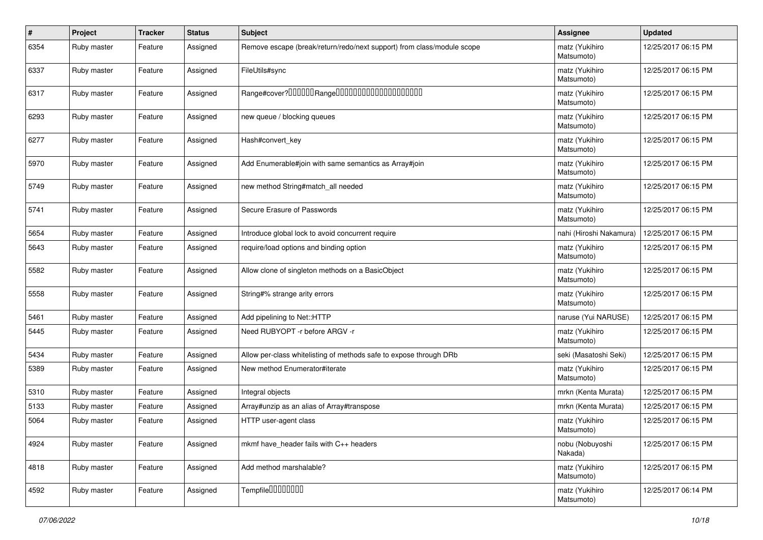| # | Project | Tracker | Status | Subject | Assignee | Updated |
|---|---|---|---|---|---|---|
| 6354 | Ruby master | Feature | Assigned | Remove escape (break/return/redo/next support) from class/module scope | matz (Yukihiro Matsumoto) | 12/25/2017 06:15 PM |
| 6337 | Ruby master | Feature | Assigned | FileUtils#sync | matz (Yukihiro Matsumoto) | 12/25/2017 06:15 PM |
| 6317 | Ruby master | Feature | Assigned | Range#cover?□□□□□□Range□□□□□□□□□□□□□□□□□□□□ | matz (Yukihiro Matsumoto) | 12/25/2017 06:15 PM |
| 6293 | Ruby master | Feature | Assigned | new queue / blocking queues | matz (Yukihiro Matsumoto) | 12/25/2017 06:15 PM |
| 6277 | Ruby master | Feature | Assigned | Hash#convert_key | matz (Yukihiro Matsumoto) | 12/25/2017 06:15 PM |
| 5970 | Ruby master | Feature | Assigned | Add Enumerable#join with same semantics as Array#join | matz (Yukihiro Matsumoto) | 12/25/2017 06:15 PM |
| 5749 | Ruby master | Feature | Assigned | new method String#match_all needed | matz (Yukihiro Matsumoto) | 12/25/2017 06:15 PM |
| 5741 | Ruby master | Feature | Assigned | Secure Erasure of Passwords | matz (Yukihiro Matsumoto) | 12/25/2017 06:15 PM |
| 5654 | Ruby master | Feature | Assigned | Introduce global lock to avoid concurrent require | nahi (Hiroshi Nakamura) | 12/25/2017 06:15 PM |
| 5643 | Ruby master | Feature | Assigned | require/load options and binding option | matz (Yukihiro Matsumoto) | 12/25/2017 06:15 PM |
| 5582 | Ruby master | Feature | Assigned | Allow clone of singleton methods on a BasicObject | matz (Yukihiro Matsumoto) | 12/25/2017 06:15 PM |
| 5558 | Ruby master | Feature | Assigned | String#% strange arity errors | matz (Yukihiro Matsumoto) | 12/25/2017 06:15 PM |
| 5461 | Ruby master | Feature | Assigned | Add pipelining to Net::HTTP | naruse (Yui NARUSE) | 12/25/2017 06:15 PM |
| 5445 | Ruby master | Feature | Assigned | Need RUBYOPT -r before ARGV -r | matz (Yukihiro Matsumoto) | 12/25/2017 06:15 PM |
| 5434 | Ruby master | Feature | Assigned | Allow per-class whitelisting of methods safe to expose through DRb | seki (Masatoshi Seki) | 12/25/2017 06:15 PM |
| 5389 | Ruby master | Feature | Assigned | New method Enumerator#iterate | matz (Yukihiro Matsumoto) | 12/25/2017 06:15 PM |
| 5310 | Ruby master | Feature | Assigned | Integral objects | mrkn (Kenta Murata) | 12/25/2017 06:15 PM |
| 5133 | Ruby master | Feature | Assigned | Array#unzip as an alias of Array#transpose | mrkn (Kenta Murata) | 12/25/2017 06:15 PM |
| 5064 | Ruby master | Feature | Assigned | HTTP user-agent class | matz (Yukihiro Matsumoto) | 12/25/2017 06:15 PM |
| 4924 | Ruby master | Feature | Assigned | mkmf have_header fails with C++ headers | nobu (Nobuyoshi Nakada) | 12/25/2017 06:15 PM |
| 4818 | Ruby master | Feature | Assigned | Add method marshalable? | matz (Yukihiro Matsumoto) | 12/25/2017 06:15 PM |
| 4592 | Ruby master | Feature | Assigned | Tempfile□□□□□□□□ | matz (Yukihiro Matsumoto) | 12/25/2017 06:14 PM |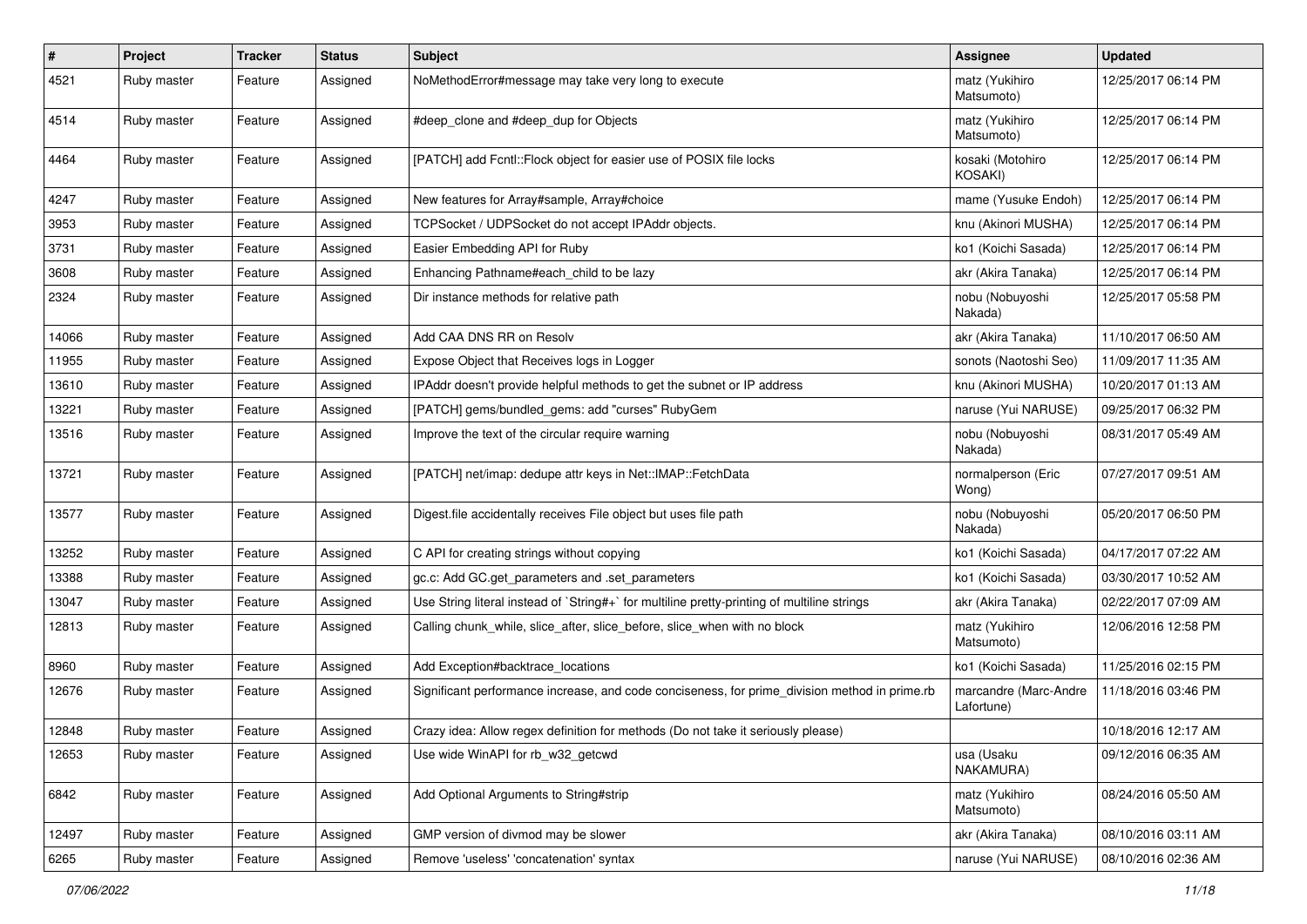| # | Project | Tracker | Status | Subject | Assignee | Updated |
|---|---|---|---|---|---|---|
| 4521 | Ruby master | Feature | Assigned | NoMethodError#message may take very long to execute | matz (Yukihiro Matsumoto) | 12/25/2017 06:14 PM |
| 4514 | Ruby master | Feature | Assigned | #deep_clone and #deep_dup for Objects | matz (Yukihiro Matsumoto) | 12/25/2017 06:14 PM |
| 4464 | Ruby master | Feature | Assigned | [PATCH] add Fcntl::Flock object for easier use of POSIX file locks | kosaki (Motohiro KOSAKI) | 12/25/2017 06:14 PM |
| 4247 | Ruby master | Feature | Assigned | New features for Array#sample, Array#choice | mame (Yusuke Endoh) | 12/25/2017 06:14 PM |
| 3953 | Ruby master | Feature | Assigned | TCPSocket / UDPSocket do not accept IPAddr objects. | knu (Akinori MUSHA) | 12/25/2017 06:14 PM |
| 3731 | Ruby master | Feature | Assigned | Easier Embedding API for Ruby | ko1 (Koichi Sasada) | 12/25/2017 06:14 PM |
| 3608 | Ruby master | Feature | Assigned | Enhancing Pathname#each_child to be lazy | akr (Akira Tanaka) | 12/25/2017 06:14 PM |
| 2324 | Ruby master | Feature | Assigned | Dir instance methods for relative path | nobu (Nobuyoshi Nakada) | 12/25/2017 05:58 PM |
| 14066 | Ruby master | Feature | Assigned | Add CAA DNS RR on Resolv | akr (Akira Tanaka) | 11/10/2017 06:50 AM |
| 11955 | Ruby master | Feature | Assigned | Expose Object that Receives logs in Logger | sonots (Naotoshi Seo) | 11/09/2017 11:35 AM |
| 13610 | Ruby master | Feature | Assigned | IPAddr doesn't provide helpful methods to get the subnet or IP address | knu (Akinori MUSHA) | 10/20/2017 01:13 AM |
| 13221 | Ruby master | Feature | Assigned | [PATCH] gems/bundled_gems: add "curses" RubyGem | naruse (Yui NARUSE) | 09/25/2017 06:32 PM |
| 13516 | Ruby master | Feature | Assigned | Improve the text of the circular require warning | nobu (Nobuyoshi Nakada) | 08/31/2017 05:49 AM |
| 13721 | Ruby master | Feature | Assigned | [PATCH] net/imap: dedupe attr keys in Net::IMAP::FetchData | normalperson (Eric Wong) | 07/27/2017 09:51 AM |
| 13577 | Ruby master | Feature | Assigned | Digest.file accidentally receives File object but uses file path | nobu (Nobuyoshi Nakada) | 05/20/2017 06:50 PM |
| 13252 | Ruby master | Feature | Assigned | C API for creating strings without copying | ko1 (Koichi Sasada) | 04/17/2017 07:22 AM |
| 13388 | Ruby master | Feature | Assigned | gc.c: Add GC.get_parameters and .set_parameters | ko1 (Koichi Sasada) | 03/30/2017 10:52 AM |
| 13047 | Ruby master | Feature | Assigned | Use String literal instead of `String#+` for multiline pretty-printing of multiline strings | akr (Akira Tanaka) | 02/22/2017 07:09 AM |
| 12813 | Ruby master | Feature | Assigned | Calling chunk_while, slice_after, slice_before, slice_when with no block | matz (Yukihiro Matsumoto) | 12/06/2016 12:58 PM |
| 8960 | Ruby master | Feature | Assigned | Add Exception#backtrace_locations | ko1 (Koichi Sasada) | 11/25/2016 02:15 PM |
| 12676 | Ruby master | Feature | Assigned | Significant performance increase, and code conciseness, for prime_division method in prime.rb | marcandre (Marc-Andre Lafortune) | 11/18/2016 03:46 PM |
| 12848 | Ruby master | Feature | Assigned | Crazy idea: Allow regex definition for methods (Do not take it seriously please) | | 10/18/2016 12:17 AM |
| 12653 | Ruby master | Feature | Assigned | Use wide WinAPI for rb_w32_getcwd | usa (Usaku NAKAMURA) | 09/12/2016 06:35 AM |
| 6842 | Ruby master | Feature | Assigned | Add Optional Arguments to String#strip | matz (Yukihiro Matsumoto) | 08/24/2016 05:50 AM |
| 12497 | Ruby master | Feature | Assigned | GMP version of divmod may be slower | akr (Akira Tanaka) | 08/10/2016 03:11 AM |
| 6265 | Ruby master | Feature | Assigned | Remove 'useless' 'concatenation' syntax | naruse (Yui NARUSE) | 08/10/2016 02:36 AM |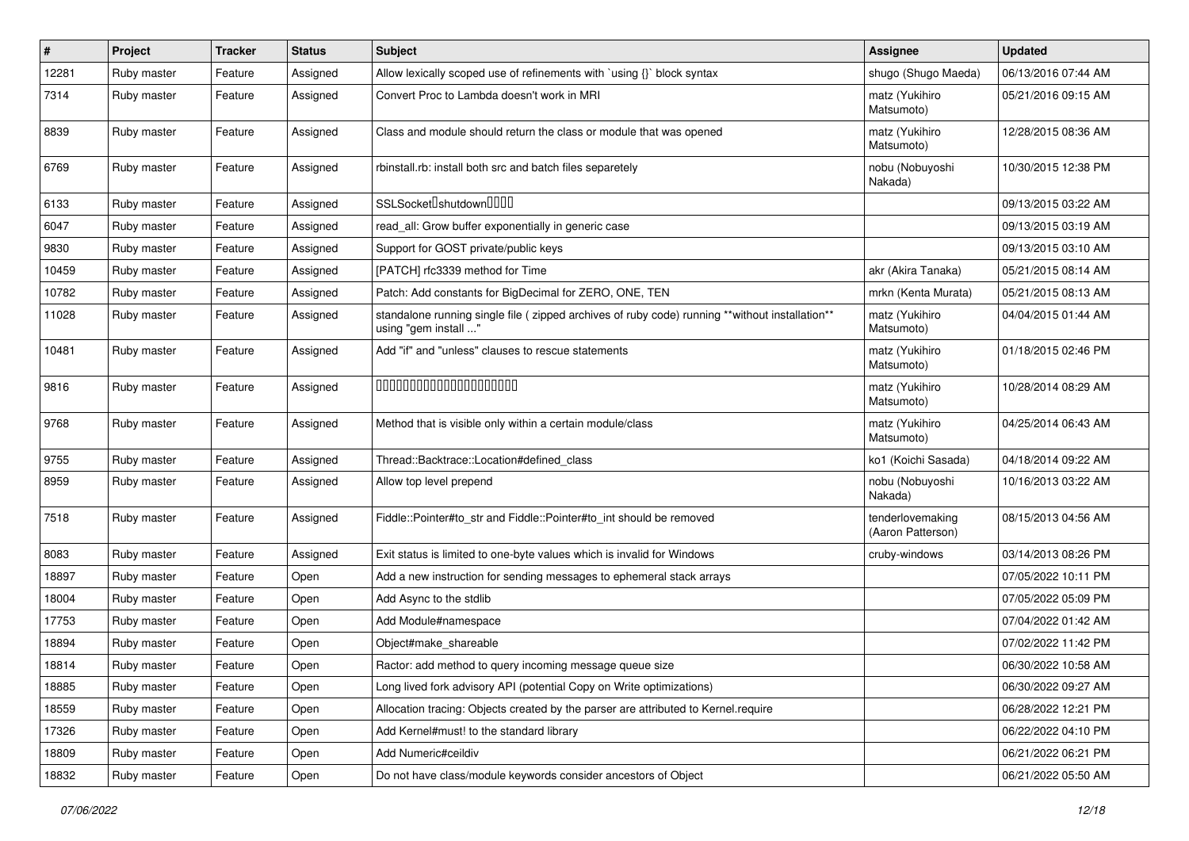| # | Project | Tracker | Status | Subject | Assignee | Updated |
|---|---|---|---|---|---|---|
| 12281 | Ruby master | Feature | Assigned | Allow lexically scoped use of refinements with `using {}` block syntax | shugo (Shugo Maeda) | 06/13/2016 07:44 AM |
| 7314 | Ruby master | Feature | Assigned | Convert Proc to Lambda doesn't work in MRI | matz (Yukihiro Matsumoto) | 05/21/2016 09:15 AM |
| 8839 | Ruby master | Feature | Assigned | Class and module should return the class or module that was opened | matz (Yukihiro Matsumoto) | 12/28/2015 08:36 AM |
| 6769 | Ruby master | Feature | Assigned | rbinstall.rb: install both src and batch files separetely | nobu (Nobuyoshi Nakada) | 10/30/2015 12:38 PM |
| 6133 | Ruby master | Feature | Assigned | SSLSocket�shutdown���� | | 09/13/2015 03:22 AM |
| 6047 | Ruby master | Feature | Assigned | read_all: Grow buffer exponentially in generic case | | 09/13/2015 03:19 AM |
| 9830 | Ruby master | Feature | Assigned | Support for GOST private/public keys | | 09/13/2015 03:10 AM |
| 10459 | Ruby master | Feature | Assigned | [PATCH] rfc3339 method for Time | akr (Akira Tanaka) | 05/21/2015 08:14 AM |
| 10782 | Ruby master | Feature | Assigned | Patch: Add constants for BigDecimal for ZERO, ONE, TEN | mrkn (Kenta Murata) | 05/21/2015 08:13 AM |
| 11028 | Ruby master | Feature | Assigned | standalone running single file ( zipped archives of ruby code) running **without installation** using "gem install ..." | matz (Yukihiro Matsumoto) | 04/04/2015 01:44 AM |
| 10481 | Ruby master | Feature | Assigned | Add "if" and "unless" clauses to rescue statements | matz (Yukihiro Matsumoto) | 01/18/2015 02:46 PM |
| 9816 | Ruby master | Feature | Assigned | ���������������������� | matz (Yukihiro Matsumoto) | 10/28/2014 08:29 AM |
| 9768 | Ruby master | Feature | Assigned | Method that is visible only within a certain module/class | matz (Yukihiro Matsumoto) | 04/25/2014 06:43 AM |
| 9755 | Ruby master | Feature | Assigned | Thread::Backtrace::Location#defined_class | ko1 (Koichi Sasada) | 04/18/2014 09:22 AM |
| 8959 | Ruby master | Feature | Assigned | Allow top level prepend | nobu (Nobuyoshi Nakada) | 10/16/2013 03:22 AM |
| 7518 | Ruby master | Feature | Assigned | Fiddle::Pointer#to_str and Fiddle::Pointer#to_int should be removed | tenderlovemaking (Aaron Patterson) | 08/15/2013 04:56 AM |
| 8083 | Ruby master | Feature | Assigned | Exit status is limited to one-byte values which is invalid for Windows | cruby-windows | 03/14/2013 08:26 PM |
| 18897 | Ruby master | Feature | Open | Add a new instruction for sending messages to ephemeral stack arrays | | 07/05/2022 10:11 PM |
| 18004 | Ruby master | Feature | Open | Add Async to the stdlib | | 07/05/2022 05:09 PM |
| 17753 | Ruby master | Feature | Open | Add Module#namespace | | 07/04/2022 01:42 AM |
| 18894 | Ruby master | Feature | Open | Object#make_shareable | | 07/02/2022 11:42 PM |
| 18814 | Ruby master | Feature | Open | Ractor: add method to query incoming message queue size | | 06/30/2022 10:58 AM |
| 18885 | Ruby master | Feature | Open | Long lived fork advisory API (potential Copy on Write optimizations) | | 06/30/2022 09:27 AM |
| 18559 | Ruby master | Feature | Open | Allocation tracing: Objects created by the parser are attributed to Kernel.require | | 06/28/2022 12:21 PM |
| 17326 | Ruby master | Feature | Open | Add Kernel#must! to the standard library | | 06/22/2022 04:10 PM |
| 18809 | Ruby master | Feature | Open | Add Numeric#ceildiv | | 06/21/2022 06:21 PM |
| 18832 | Ruby master | Feature | Open | Do not have class/module keywords consider ancestors of Object | | 06/21/2022 05:50 AM |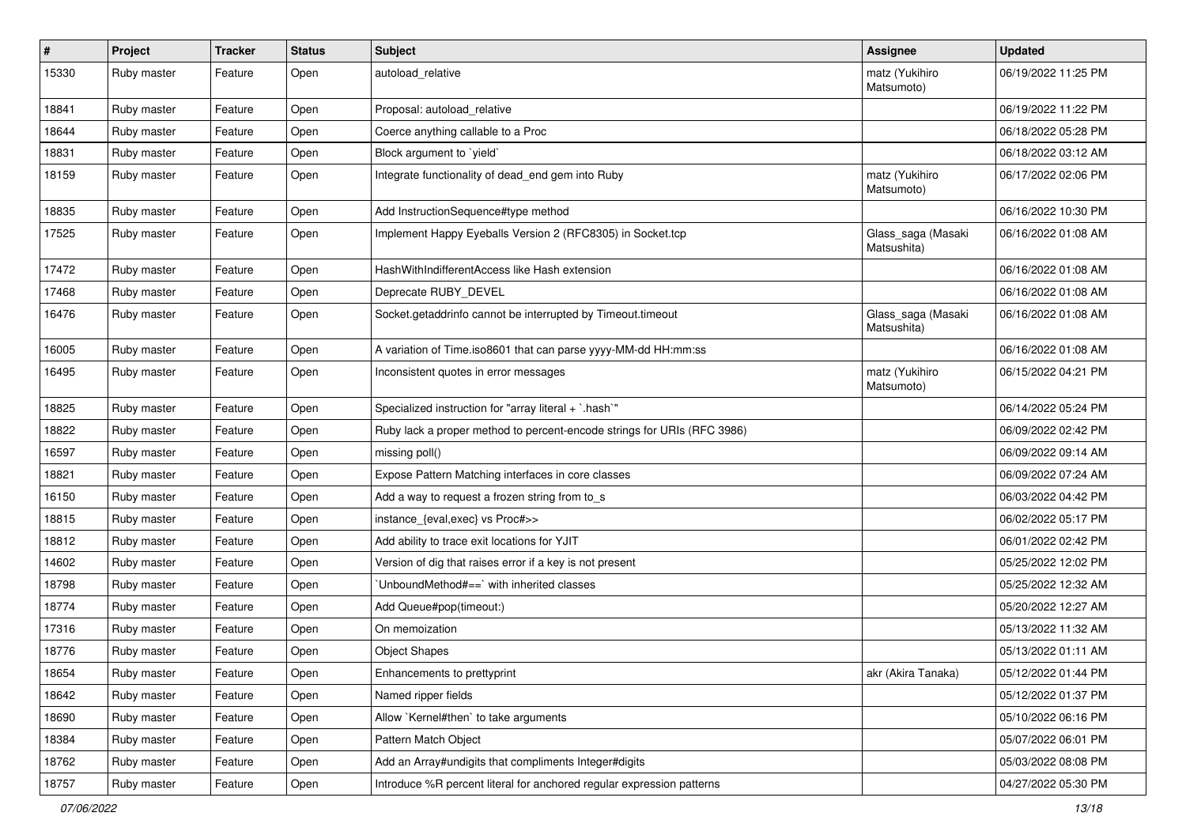| # | Project | Tracker | Status | Subject | Assignee | Updated |
| --- | --- | --- | --- | --- | --- | --- |
| 15330 | Ruby master | Feature | Open | autoload_relative | matz (Yukihiro Matsumoto) | 06/19/2022 11:25 PM |
| 18841 | Ruby master | Feature | Open | Proposal: autoload_relative | | 06/19/2022 11:22 PM |
| 18644 | Ruby master | Feature | Open | Coerce anything callable to a Proc | | 06/18/2022 05:28 PM |
| 18831 | Ruby master | Feature | Open | Block argument to `yield` | | 06/18/2022 03:12 AM |
| 18159 | Ruby master | Feature | Open | Integrate functionality of dead_end gem into Ruby | matz (Yukihiro Matsumoto) | 06/17/2022 02:06 PM |
| 18835 | Ruby master | Feature | Open | Add InstructionSequence#type method | | 06/16/2022 10:30 PM |
| 17525 | Ruby master | Feature | Open | Implement Happy Eyeballs Version 2 (RFC8305) in Socket.tcp | Glass_saga (Masaki Matsushita) | 06/16/2022 01:08 AM |
| 17472 | Ruby master | Feature | Open | HashWithIndifferentAccess like Hash extension | | 06/16/2022 01:08 AM |
| 17468 | Ruby master | Feature | Open | Deprecate RUBY_DEVEL | | 06/16/2022 01:08 AM |
| 16476 | Ruby master | Feature | Open | Socket.getaddrinfo cannot be interrupted by Timeout.timeout | Glass_saga (Masaki Matsushita) | 06/16/2022 01:08 AM |
| 16005 | Ruby master | Feature | Open | A variation of Time.iso8601 that can parse yyyy-MM-dd HH:mm:ss | | 06/16/2022 01:08 AM |
| 16495 | Ruby master | Feature | Open | Inconsistent quotes in error messages | matz (Yukihiro Matsumoto) | 06/15/2022 04:21 PM |
| 18825 | Ruby master | Feature | Open | Specialized instruction for "array literal + `.hash`" | | 06/14/2022 05:24 PM |
| 18822 | Ruby master | Feature | Open | Ruby lack a proper method to percent-encode strings for URIs (RFC 3986) | | 06/09/2022 02:42 PM |
| 16597 | Ruby master | Feature | Open | missing poll() | | 06/09/2022 09:14 AM |
| 18821 | Ruby master | Feature | Open | Expose Pattern Matching interfaces in core classes | | 06/09/2022 07:24 AM |
| 16150 | Ruby master | Feature | Open | Add a way to request a frozen string from to_s | | 06/03/2022 04:42 PM |
| 18815 | Ruby master | Feature | Open | instance_{eval,exec} vs Proc#>> | | 06/02/2022 05:17 PM |
| 18812 | Ruby master | Feature | Open | Add ability to trace exit locations for YJIT | | 06/01/2022 02:42 PM |
| 14602 | Ruby master | Feature | Open | Version of dig that raises error if a key is not present | | 05/25/2022 12:02 PM |
| 18798 | Ruby master | Feature | Open | `UnboundMethod#==` with inherited classes | | 05/25/2022 12:32 AM |
| 18774 | Ruby master | Feature | Open | Add Queue#pop(timeout:) | | 05/20/2022 12:27 AM |
| 17316 | Ruby master | Feature | Open | On memoization | | 05/13/2022 11:32 AM |
| 18776 | Ruby master | Feature | Open | Object Shapes | | 05/13/2022 01:11 AM |
| 18654 | Ruby master | Feature | Open | Enhancements to prettyprint | akr (Akira Tanaka) | 05/12/2022 01:44 PM |
| 18642 | Ruby master | Feature | Open | Named ripper fields | | 05/12/2022 01:37 PM |
| 18690 | Ruby master | Feature | Open | Allow `Kernel#then` to take arguments | | 05/10/2022 06:16 PM |
| 18384 | Ruby master | Feature | Open | Pattern Match Object | | 05/07/2022 06:01 PM |
| 18762 | Ruby master | Feature | Open | Add an Array#undigits that compliments Integer#digits | | 05/03/2022 08:08 PM |
| 18757 | Ruby master | Feature | Open | Introduce %R percent literal for anchored regular expression patterns | | 04/27/2022 05:30 PM |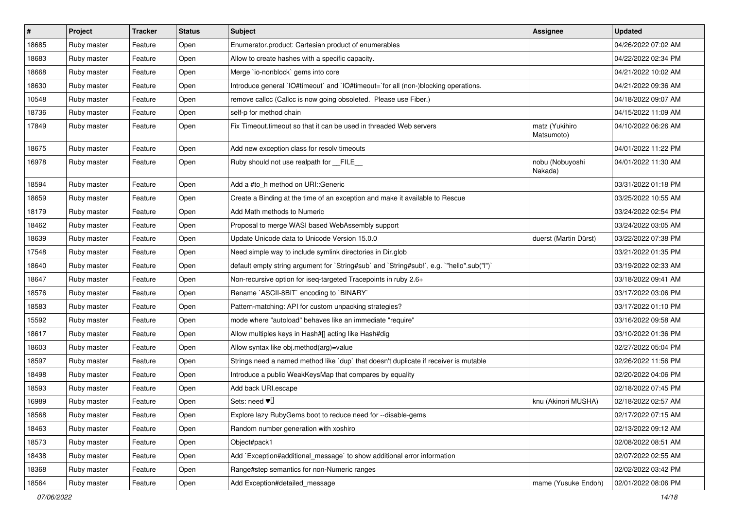| # | Project | Tracker | Status | Subject | Assignee | Updated |
|---|---|---|---|---|---|---|
| 18685 | Ruby master | Feature | Open | Enumerator.product: Cartesian product of enumerables | | 04/26/2022 07:02 AM |
| 18683 | Ruby master | Feature | Open | Allow to create hashes with a specific capacity. | | 04/22/2022 02:34 PM |
| 18668 | Ruby master | Feature | Open | Merge `io-nonblock` gems into core | | 04/21/2022 10:02 AM |
| 18630 | Ruby master | Feature | Open | Introduce general `IO#timeout` and `IO#timeout=`for all (non-)blocking operations. | | 04/21/2022 09:36 AM |
| 10548 | Ruby master | Feature | Open | remove callcc (Callcc is now going obsoleted. Please use Fiber.) | | 04/18/2022 09:07 AM |
| 18736 | Ruby master | Feature | Open | self-p for method chain | | 04/15/2022 11:09 AM |
| 17849 | Ruby master | Feature | Open | Fix Timeout.timeout so that it can be used in threaded Web servers | matz (Yukihiro Matsumoto) | 04/10/2022 06:26 AM |
| 18675 | Ruby master | Feature | Open | Add new exception class for resolv timeouts | | 04/01/2022 11:22 PM |
| 16978 | Ruby master | Feature | Open | Ruby should not use realpath for __FILE__ | nobu (Nobuyoshi Nakada) | 04/01/2022 11:30 AM |
| 18594 | Ruby master | Feature | Open | Add a #to_h method on URI::Generic | | 03/31/2022 01:18 PM |
| 18659 | Ruby master | Feature | Open | Create a Binding at the time of an exception and make it available to Rescue | | 03/25/2022 10:55 AM |
| 18179 | Ruby master | Feature | Open | Add Math methods to Numeric | | 03/24/2022 02:54 PM |
| 18462 | Ruby master | Feature | Open | Proposal to merge WASI based WebAssembly support | | 03/24/2022 03:05 AM |
| 18639 | Ruby master | Feature | Open | Update Unicode data to Unicode Version 15.0.0 | duerst (Martin Dürst) | 03/22/2022 07:38 PM |
| 17548 | Ruby master | Feature | Open | Need simple way to include symlink directories in Dir.glob | | 03/21/2022 01:35 PM |
| 18640 | Ruby master | Feature | Open | default empty string argument for `String#sub` and `String#sub!`, e.g. `"hello".sub("l")` | | 03/19/2022 02:33 AM |
| 18647 | Ruby master | Feature | Open | Non-recursive option for iseq-targeted Tracepoints in ruby 2.6+ | | 03/18/2022 09:41 AM |
| 18576 | Ruby master | Feature | Open | Rename `ASCII-8BIT` encoding to `BINARY` | | 03/17/2022 03:06 PM |
| 18583 | Ruby master | Feature | Open | Pattern-matching: API for custom unpacking strategies? | | 03/17/2022 01:10 PM |
| 15592 | Ruby master | Feature | Open | mode where "autoload" behaves like an immediate "require" | | 03/16/2022 09:58 AM |
| 18617 | Ruby master | Feature | Open | Allow multiples keys in Hash#[] acting like Hash#dig | | 03/10/2022 01:36 PM |
| 18603 | Ruby master | Feature | Open | Allow syntax like obj.method(arg)=value | | 02/27/2022 05:04 PM |
| 18597 | Ruby master | Feature | Open | Strings need a named method like `dup` that doesn't duplicate if receiver is mutable | | 02/26/2022 11:56 PM |
| 18498 | Ruby master | Feature | Open | Introduce a public WeakKeysMap that compares by equality | | 02/20/2022 04:06 PM |
| 18593 | Ruby master | Feature | Open | Add back URI.escape | | 02/18/2022 07:45 PM |
| 16989 | Ruby master | Feature | Open | Sets: need ♥️ | knu (Akinori MUSHA) | 02/18/2022 02:57 AM |
| 18568 | Ruby master | Feature | Open | Explore lazy RubyGems boot to reduce need for --disable-gems | | 02/17/2022 07:15 AM |
| 18463 | Ruby master | Feature | Open | Random number generation with xoshiro | | 02/13/2022 09:12 AM |
| 18573 | Ruby master | Feature | Open | Object#pack1 | | 02/08/2022 08:51 AM |
| 18438 | Ruby master | Feature | Open | Add `Exception#additional_message` to show additional error information | | 02/07/2022 02:55 AM |
| 18368 | Ruby master | Feature | Open | Range#step semantics for non-Numeric ranges | | 02/02/2022 03:42 PM |
| 18564 | Ruby master | Feature | Open | Add Exception#detailed_message | mame (Yusuke Endoh) | 02/01/2022 08:06 PM |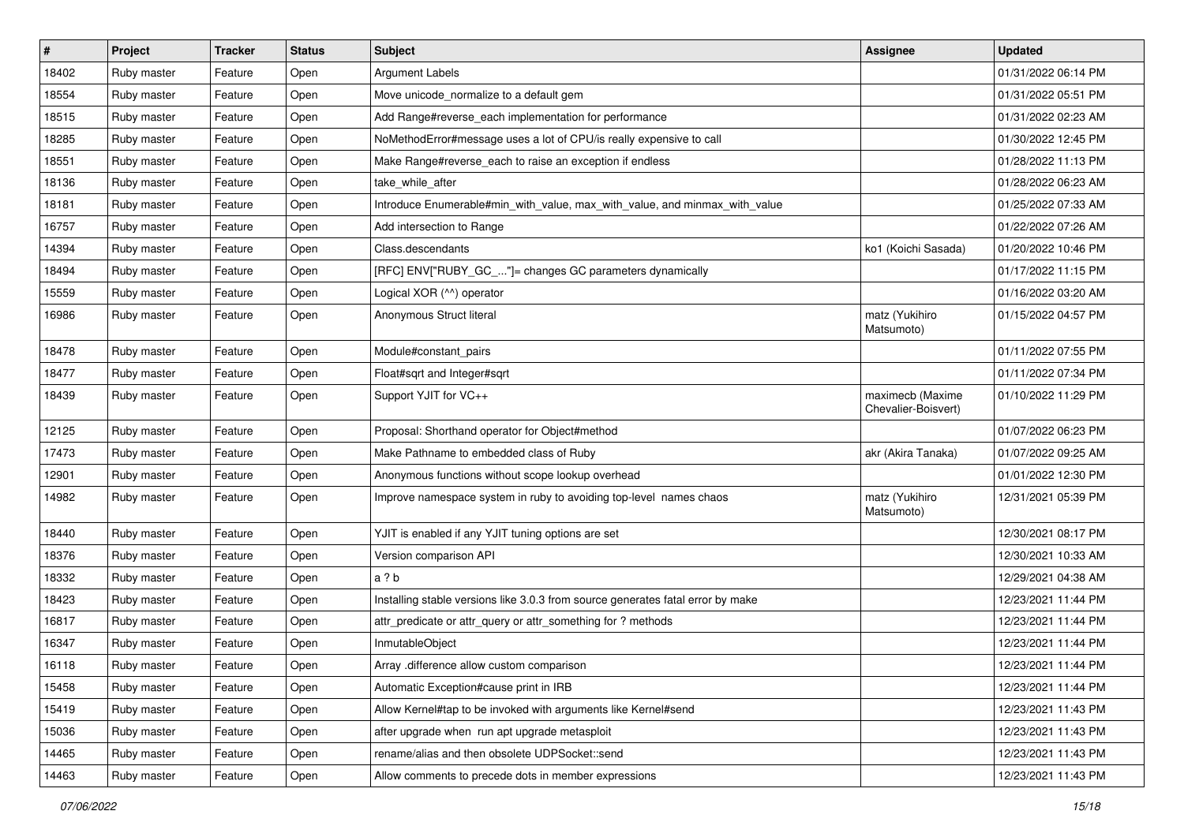| # | Project | Tracker | Status | Subject | Assignee | Updated |
| --- | --- | --- | --- | --- | --- | --- |
| 18402 | Ruby master | Feature | Open | Argument Labels | | 01/31/2022 06:14 PM |
| 18554 | Ruby master | Feature | Open | Move unicode_normalize to a default gem | | 01/31/2022 05:51 PM |
| 18515 | Ruby master | Feature | Open | Add Range#reverse_each implementation for performance | | 01/31/2022 02:23 AM |
| 18285 | Ruby master | Feature | Open | NoMethodError#message uses a lot of CPU/is really expensive to call | | 01/30/2022 12:45 PM |
| 18551 | Ruby master | Feature | Open | Make Range#reverse_each to raise an exception if endless | | 01/28/2022 11:13 PM |
| 18136 | Ruby master | Feature | Open | take_while_after | | 01/28/2022 06:23 AM |
| 18181 | Ruby master | Feature | Open | Introduce Enumerable#min_with_value, max_with_value, and minmax_with_value | | 01/25/2022 07:33 AM |
| 16757 | Ruby master | Feature | Open | Add intersection to Range | | 01/22/2022 07:26 AM |
| 14394 | Ruby master | Feature | Open | Class.descendants | ko1 (Koichi Sasada) | 01/20/2022 10:46 PM |
| 18494 | Ruby master | Feature | Open | [RFC] ENV["RUBY_GC_..."]= changes GC parameters dynamically | | 01/17/2022 11:15 PM |
| 15559 | Ruby master | Feature | Open | Logical XOR (^^) operator | | 01/16/2022 03:20 AM |
| 16986 | Ruby master | Feature | Open | Anonymous Struct literal | matz (Yukihiro Matsumoto) | 01/15/2022 04:57 PM |
| 18478 | Ruby master | Feature | Open | Module#constant_pairs | | 01/11/2022 07:55 PM |
| 18477 | Ruby master | Feature | Open | Float#sqrt and Integer#sqrt | | 01/11/2022 07:34 PM |
| 18439 | Ruby master | Feature | Open | Support YJIT for VC++ | maximecb (Maxime Chevalier-Boisvert) | 01/10/2022 11:29 PM |
| 12125 | Ruby master | Feature | Open | Proposal: Shorthand operator for Object#method | | 01/07/2022 06:23 PM |
| 17473 | Ruby master | Feature | Open | Make Pathname to embedded class of Ruby | akr (Akira Tanaka) | 01/07/2022 09:25 AM |
| 12901 | Ruby master | Feature | Open | Anonymous functions without scope lookup overhead | | 01/01/2022 12:30 PM |
| 14982 | Ruby master | Feature | Open | Improve namespace system in ruby to avoiding top-level names chaos | matz (Yukihiro Matsumoto) | 12/31/2021 05:39 PM |
| 18440 | Ruby master | Feature | Open | YJIT is enabled if any YJIT tuning options are set | | 12/30/2021 08:17 PM |
| 18376 | Ruby master | Feature | Open | Version comparison API | | 12/30/2021 10:33 AM |
| 18332 | Ruby master | Feature | Open | a ? b | | 12/29/2021 04:38 AM |
| 18423 | Ruby master | Feature | Open | Installing stable versions like 3.0.3 from source generates fatal error by make | | 12/23/2021 11:44 PM |
| 16817 | Ruby master | Feature | Open | attr_predicate or attr_query or attr_something for ? methods | | 12/23/2021 11:44 PM |
| 16347 | Ruby master | Feature | Open | InmutableObject | | 12/23/2021 11:44 PM |
| 16118 | Ruby master | Feature | Open | Array .difference allow custom comparison | | 12/23/2021 11:44 PM |
| 15458 | Ruby master | Feature | Open | Automatic Exception#cause print in IRB | | 12/23/2021 11:44 PM |
| 15419 | Ruby master | Feature | Open | Allow Kernel#tap to be invoked with arguments like Kernel#send | | 12/23/2021 11:43 PM |
| 15036 | Ruby master | Feature | Open | after upgrade when run apt upgrade metasploit | | 12/23/2021 11:43 PM |
| 14465 | Ruby master | Feature | Open | rename/alias and then obsolete UDPSocket::send | | 12/23/2021 11:43 PM |
| 14463 | Ruby master | Feature | Open | Allow comments to precede dots in member expressions | | 12/23/2021 11:43 PM |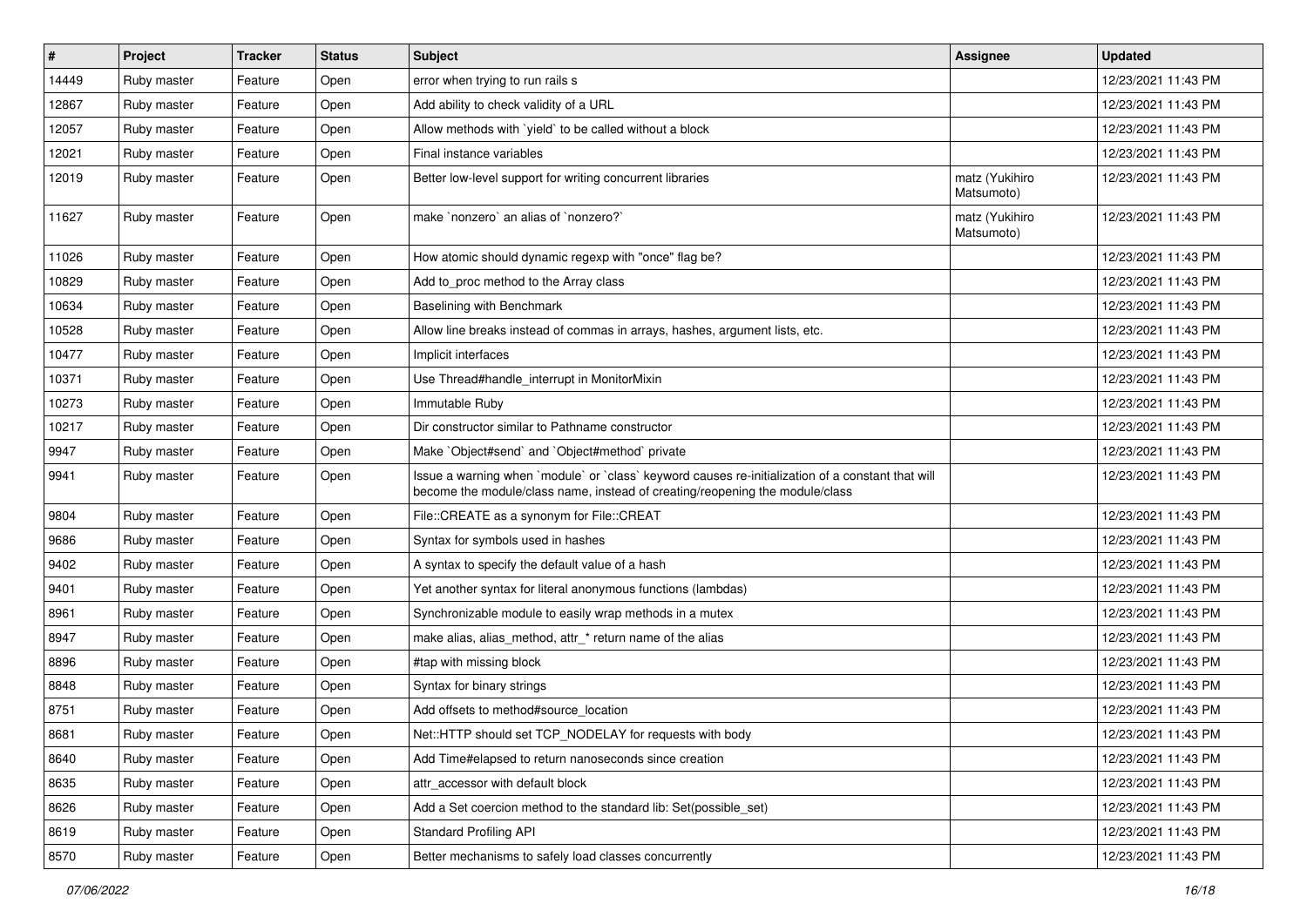| # | Project | Tracker | Status | Subject | Assignee | Updated |
|---|---|---|---|---|---|---|
| 14449 | Ruby master | Feature | Open | error when trying to run rails s | | 12/23/2021 11:43 PM |
| 12867 | Ruby master | Feature | Open | Add ability to check validity of a URL | | 12/23/2021 11:43 PM |
| 12057 | Ruby master | Feature | Open | Allow methods with `yield` to be called without a block | | 12/23/2021 11:43 PM |
| 12021 | Ruby master | Feature | Open | Final instance variables | | 12/23/2021 11:43 PM |
| 12019 | Ruby master | Feature | Open | Better low-level support for writing concurrent libraries | matz (Yukihiro Matsumoto) | 12/23/2021 11:43 PM |
| 11627 | Ruby master | Feature | Open | make `nonzero` an alias of `nonzero?` | matz (Yukihiro Matsumoto) | 12/23/2021 11:43 PM |
| 11026 | Ruby master | Feature | Open | How atomic should dynamic regexp with "once" flag be? | | 12/23/2021 11:43 PM |
| 10829 | Ruby master | Feature | Open | Add to_proc method to the Array class | | 12/23/2021 11:43 PM |
| 10634 | Ruby master | Feature | Open | Baselining with Benchmark | | 12/23/2021 11:43 PM |
| 10528 | Ruby master | Feature | Open | Allow line breaks instead of commas in arrays, hashes, argument lists, etc. | | 12/23/2021 11:43 PM |
| 10477 | Ruby master | Feature | Open | Implicit interfaces | | 12/23/2021 11:43 PM |
| 10371 | Ruby master | Feature | Open | Use Thread#handle_interrupt in MonitorMixin | | 12/23/2021 11:43 PM |
| 10273 | Ruby master | Feature | Open | Immutable Ruby | | 12/23/2021 11:43 PM |
| 10217 | Ruby master | Feature | Open | Dir constructor similar to Pathname constructor | | 12/23/2021 11:43 PM |
| 9947 | Ruby master | Feature | Open | Make `Object#send` and `Object#method` private | | 12/23/2021 11:43 PM |
| 9941 | Ruby master | Feature | Open | Issue a warning when `module` or `class` keyword causes re-initialization of a constant that will become the module/class name, instead of creating/reopening the module/class | | 12/23/2021 11:43 PM |
| 9804 | Ruby master | Feature | Open | File::CREATE as a synonym for File::CREAT | | 12/23/2021 11:43 PM |
| 9686 | Ruby master | Feature | Open | Syntax for symbols used in hashes | | 12/23/2021 11:43 PM |
| 9402 | Ruby master | Feature | Open | A syntax to specify the default value of a hash | | 12/23/2021 11:43 PM |
| 9401 | Ruby master | Feature | Open | Yet another syntax for literal anonymous functions (lambdas) | | 12/23/2021 11:43 PM |
| 8961 | Ruby master | Feature | Open | Synchronizable module to easily wrap methods in a mutex | | 12/23/2021 11:43 PM |
| 8947 | Ruby master | Feature | Open | make alias, alias_method, attr_* return name of the alias | | 12/23/2021 11:43 PM |
| 8896 | Ruby master | Feature | Open | #tap with missing block | | 12/23/2021 11:43 PM |
| 8848 | Ruby master | Feature | Open | Syntax for binary strings | | 12/23/2021 11:43 PM |
| 8751 | Ruby master | Feature | Open | Add offsets to method#source_location | | 12/23/2021 11:43 PM |
| 8681 | Ruby master | Feature | Open | Net::HTTP should set TCP_NODELAY for requests with body | | 12/23/2021 11:43 PM |
| 8640 | Ruby master | Feature | Open | Add Time#elapsed to return nanoseconds since creation | | 12/23/2021 11:43 PM |
| 8635 | Ruby master | Feature | Open | attr_accessor with default block | | 12/23/2021 11:43 PM |
| 8626 | Ruby master | Feature | Open | Add a Set coercion method to the standard lib: Set(possible_set) | | 12/23/2021 11:43 PM |
| 8619 | Ruby master | Feature | Open | Standard Profiling API | | 12/23/2021 11:43 PM |
| 8570 | Ruby master | Feature | Open | Better mechanisms to safely load classes concurrently | | 12/23/2021 11:43 PM |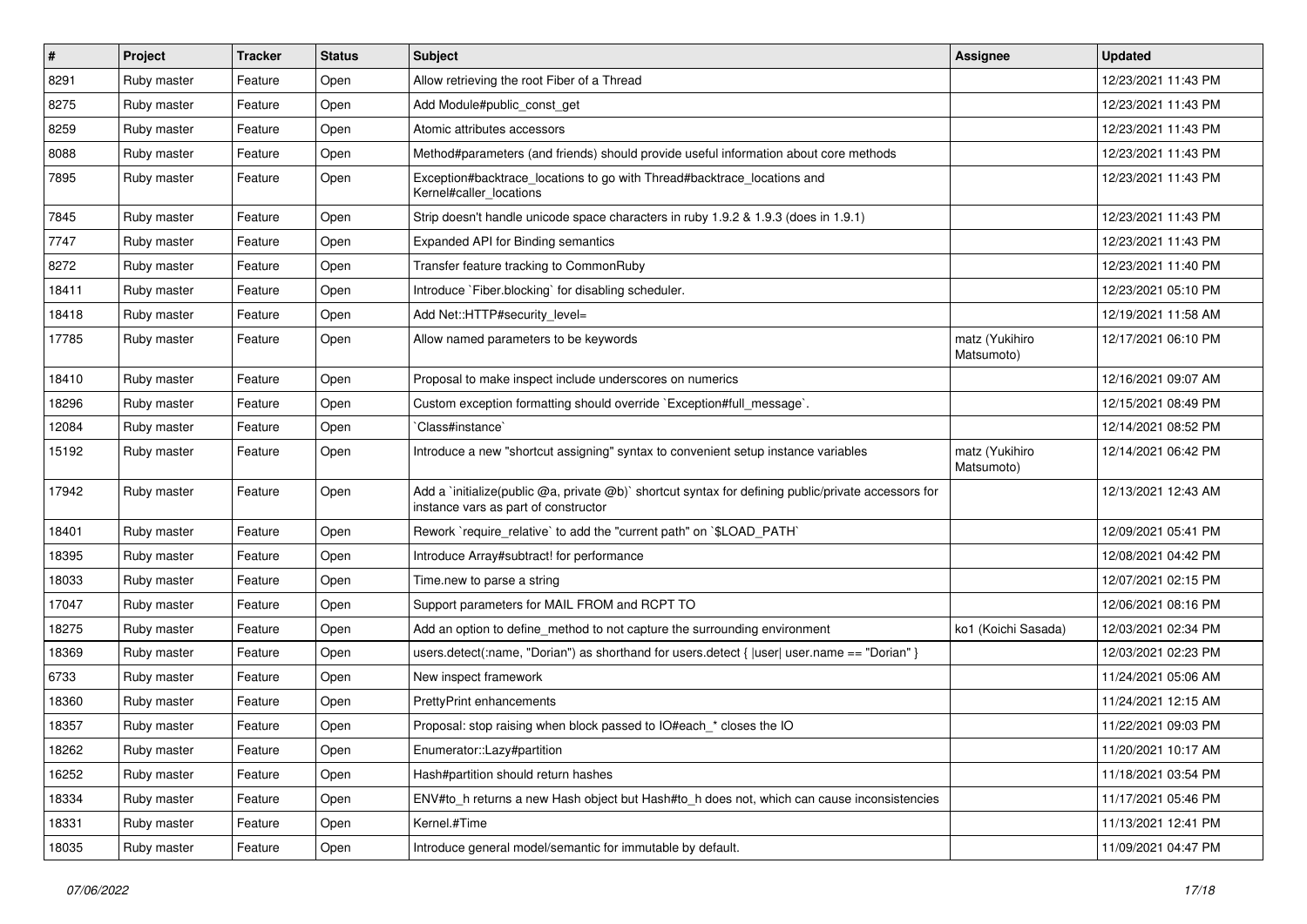| # | Project | Tracker | Status | Subject | Assignee | Updated |
|---|---|---|---|---|---|---|
| 8291 | Ruby master | Feature | Open | Allow retrieving the root Fiber of a Thread | | 12/23/2021 11:43 PM |
| 8275 | Ruby master | Feature | Open | Add Module#public_const_get | | 12/23/2021 11:43 PM |
| 8259 | Ruby master | Feature | Open | Atomic attributes accessors | | 12/23/2021 11:43 PM |
| 8088 | Ruby master | Feature | Open | Method#parameters (and friends) should provide useful information about core methods | | 12/23/2021 11:43 PM |
| 7895 | Ruby master | Feature | Open | Exception#backtrace_locations to go with Thread#backtrace_locations and Kernel#caller_locations | | 12/23/2021 11:43 PM |
| 7845 | Ruby master | Feature | Open | Strip doesn't handle unicode space characters in ruby 1.9.2 & 1.9.3 (does in 1.9.1) | | 12/23/2021 11:43 PM |
| 7747 | Ruby master | Feature | Open | Expanded API for Binding semantics | | 12/23/2021 11:43 PM |
| 8272 | Ruby master | Feature | Open | Transfer feature tracking to CommonRuby | | 12/23/2021 11:40 PM |
| 18411 | Ruby master | Feature | Open | Introduce `Fiber.blocking` for disabling scheduler. | | 12/23/2021 05:10 PM |
| 18418 | Ruby master | Feature | Open | Add Net::HTTP#security_level= | | 12/19/2021 11:58 AM |
| 17785 | Ruby master | Feature | Open | Allow named parameters to be keywords | matz (Yukihiro Matsumoto) | 12/17/2021 06:10 PM |
| 18410 | Ruby master | Feature | Open | Proposal to make inspect include underscores on numerics | | 12/16/2021 09:07 AM |
| 18296 | Ruby master | Feature | Open | Custom exception formatting should override `Exception#full_message`. | | 12/15/2021 08:49 PM |
| 12084 | Ruby master | Feature | Open | `Class#instance` | | 12/14/2021 08:52 PM |
| 15192 | Ruby master | Feature | Open | Introduce a new "shortcut assigning" syntax to convenient setup instance variables | matz (Yukihiro Matsumoto) | 12/14/2021 06:42 PM |
| 17942 | Ruby master | Feature | Open | Add a `initialize(public @a, private @b)` shortcut syntax for defining public/private accessors for instance vars as part of constructor | | 12/13/2021 12:43 AM |
| 18401 | Ruby master | Feature | Open | Rework `require_relative` to add the "current path" on `$LOAD_PATH` | | 12/09/2021 05:41 PM |
| 18395 | Ruby master | Feature | Open | Introduce Array#subtract! for performance | | 12/08/2021 04:42 PM |
| 18033 | Ruby master | Feature | Open | Time.new to parse a string | | 12/07/2021 02:15 PM |
| 17047 | Ruby master | Feature | Open | Support parameters for MAIL FROM and RCPT TO | | 12/06/2021 08:16 PM |
| 18275 | Ruby master | Feature | Open | Add an option to define_method to not capture the surrounding environment | ko1 (Koichi Sasada) | 12/03/2021 02:34 PM |
| 18369 | Ruby master | Feature | Open | users.detect(:name, "Dorian") as shorthand for users.detect { \|user\| user.name == "Dorian" } | | 12/03/2021 02:23 PM |
| 6733 | Ruby master | Feature | Open | New inspect framework | | 11/24/2021 05:06 AM |
| 18360 | Ruby master | Feature | Open | PrettyPrint enhancements | | 11/24/2021 12:15 AM |
| 18357 | Ruby master | Feature | Open | Proposal: stop raising when block passed to IO#each_* closes the IO | | 11/22/2021 09:03 PM |
| 18262 | Ruby master | Feature | Open | Enumerator::Lazy#partition | | 11/20/2021 10:17 AM |
| 16252 | Ruby master | Feature | Open | Hash#partition should return hashes | | 11/18/2021 03:54 PM |
| 18334 | Ruby master | Feature | Open | ENV#to_h returns a new Hash object but Hash#to_h does not, which can cause inconsistencies | | 11/17/2021 05:46 PM |
| 18331 | Ruby master | Feature | Open | Kernel.#Time | | 11/13/2021 12:41 PM |
| 18035 | Ruby master | Feature | Open | Introduce general model/semantic for immutable by default. | | 11/09/2021 04:47 PM |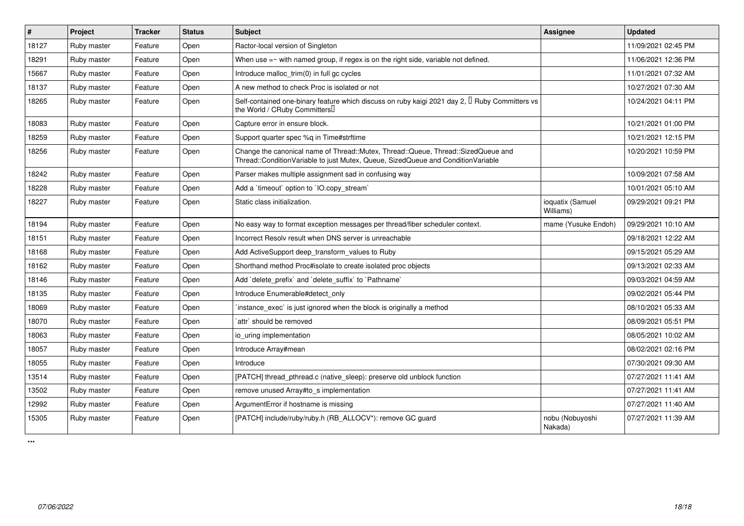| # | Project | Tracker | Status | Subject | Assignee | Updated |
|---|---|---|---|---|---|---|
| 18127 | Ruby master | Feature | Open | Ractor-local version of Singleton | | 11/09/2021 02:45 PM |
| 18291 | Ruby master | Feature | Open | When use =~ with named group, if regex is on the right side, variable not defined. | | 11/06/2021 12:36 PM |
| 15667 | Ruby master | Feature | Open | Introduce malloc_trim(0) in full gc cycles | | 11/01/2021 07:32 AM |
| 18137 | Ruby master | Feature | Open | A new method to check Proc is isolated or not | | 10/27/2021 07:30 AM |
| 18265 | Ruby master | Feature | Open | Self-contained one-binary feature which discuss on ruby kaigi 2021 day 2, 「Ruby Committers vs the World / CRuby Committers」 | | 10/24/2021 04:11 PM |
| 18083 | Ruby master | Feature | Open | Capture error in ensure block. | | 10/21/2021 01:00 PM |
| 18259 | Ruby master | Feature | Open | Support quarter spec %q in Time#strftime | | 10/21/2021 12:15 PM |
| 18256 | Ruby master | Feature | Open | Change the canonical name of Thread::Mutex, Thread::Queue, Thread::SizedQueue and Thread::ConditionVariable to just Mutex, Queue, SizedQueue and ConditionVariable | | 10/20/2021 10:59 PM |
| 18242 | Ruby master | Feature | Open | Parser makes multiple assignment sad in confusing way | | 10/09/2021 07:58 AM |
| 18228 | Ruby master | Feature | Open | Add a `timeout` option to `IO.copy_stream` | | 10/01/2021 05:10 AM |
| 18227 | Ruby master | Feature | Open | Static class initialization. | ioquatix (Samuel Williams) | 09/29/2021 09:21 PM |
| 18194 | Ruby master | Feature | Open | No easy way to format exception messages per thread/fiber scheduler context. | mame (Yusuke Endoh) | 09/29/2021 10:10 AM |
| 18151 | Ruby master | Feature | Open | Incorrect Resolv result when DNS server is unreachable | | 09/18/2021 12:22 AM |
| 18168 | Ruby master | Feature | Open | Add ActiveSupport deep_transform_values to Ruby | | 09/15/2021 05:29 AM |
| 18162 | Ruby master | Feature | Open | Shorthand method Proc#isolate to create isolated proc objects | | 09/13/2021 02:33 AM |
| 18146 | Ruby master | Feature | Open | Add `delete_prefix` and `delete_suffix` to `Pathname` | | 09/03/2021 04:59 AM |
| 18135 | Ruby master | Feature | Open | Introduce Enumerable#detect_only | | 09/02/2021 05:44 PM |
| 18069 | Ruby master | Feature | Open | `instance_exec` is just ignored when the block is originally a method | | 08/10/2021 05:33 AM |
| 18070 | Ruby master | Feature | Open | `attr` should be removed | | 08/09/2021 05:51 PM |
| 18063 | Ruby master | Feature | Open | io_uring implementation | | 08/05/2021 10:02 AM |
| 18057 | Ruby master | Feature | Open | Introduce Array#mean | | 08/02/2021 02:16 PM |
| 18055 | Ruby master | Feature | Open | Introduce | | 07/30/2021 09:30 AM |
| 13514 | Ruby master | Feature | Open | [PATCH] thread_pthread.c (native_sleep): preserve old unblock function | | 07/27/2021 11:41 AM |
| 13502 | Ruby master | Feature | Open | remove unused Array#to_s implementation | | 07/27/2021 11:41 AM |
| 12992 | Ruby master | Feature | Open | ArgumentError if hostname is missing | | 07/27/2021 11:40 AM |
| 15305 | Ruby master | Feature | Open | [PATCH] include/ruby/ruby.h (RB_ALLOCV*): remove GC guard | nobu (Nobuyoshi Nakada) | 07/27/2021 11:39 AM |

...